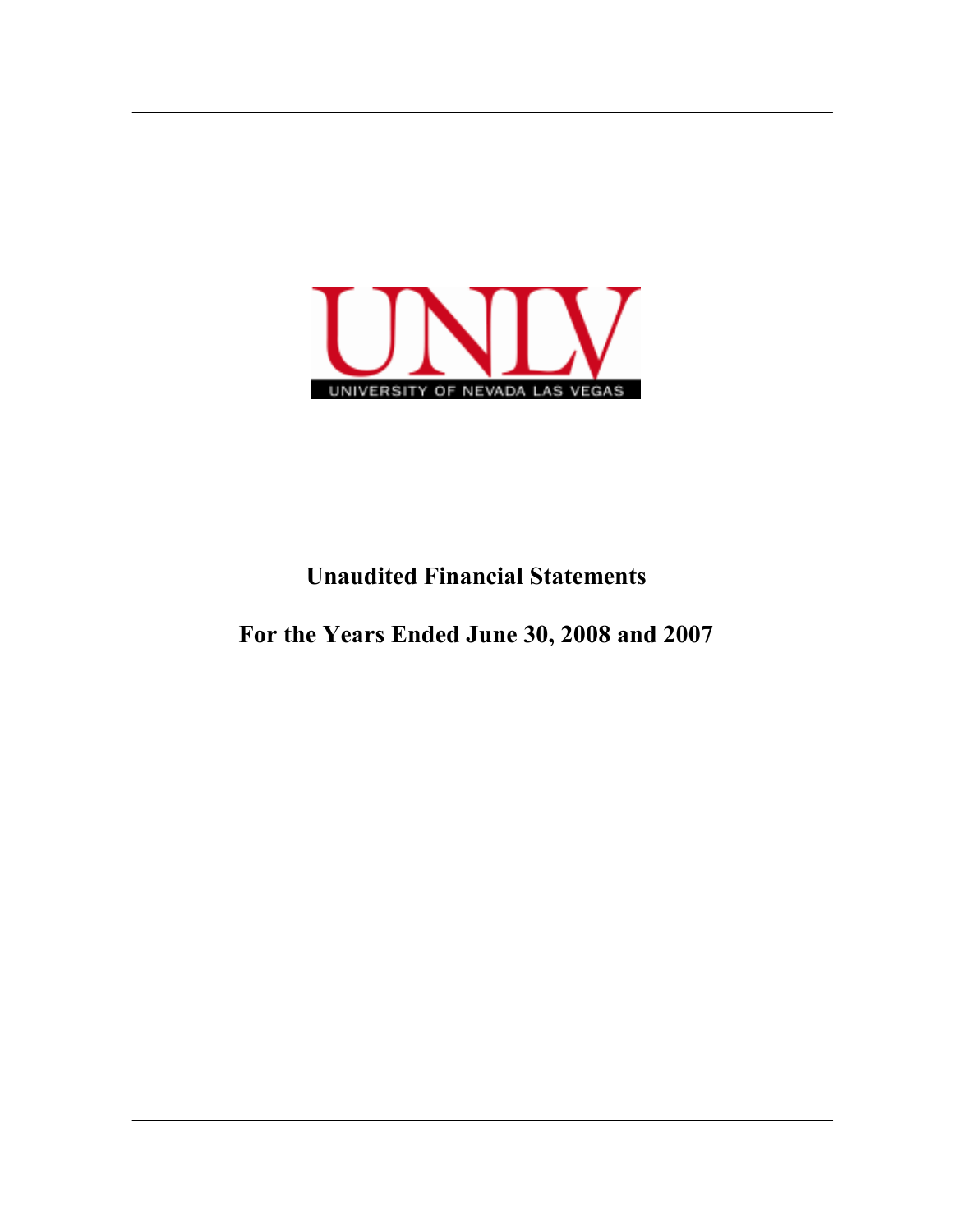UNLV

UNIVERSITY OF NEVADA LAS VEGAS

# Unaudited Financial Statements

# For the Years Ended June 30, 2008 and 2007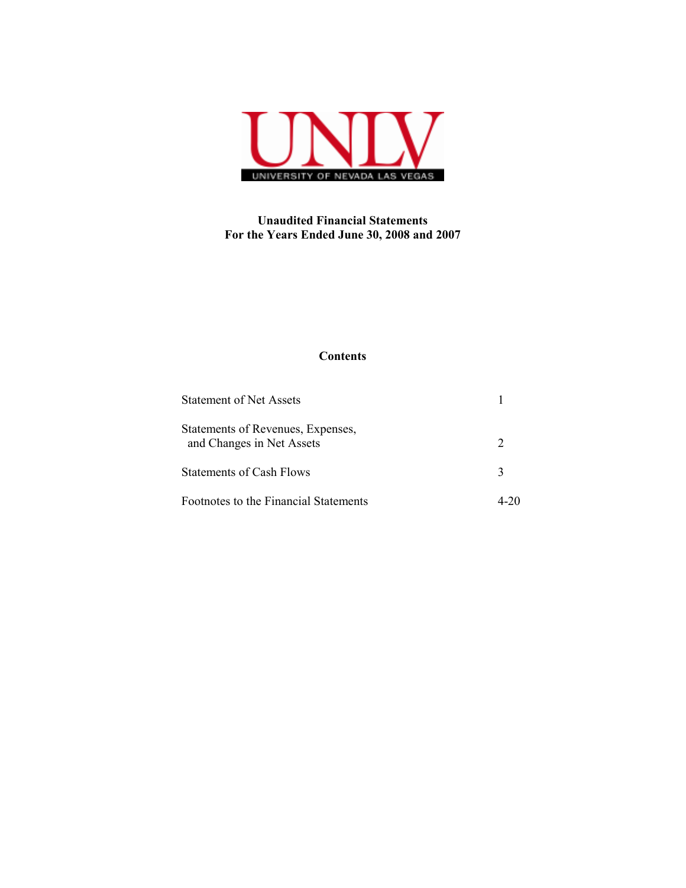UNLV

UNIVERSITY OF NEVADA LAS VEGAS

**Unaudited Financial Statements**
**For the Years Ended June 30, 2008 and 2007**

## Contents

| | |
|---|---|
| Statement of Net Assets | 1 |
| Statements of Revenues, Expenses, and Changes in Net Assets | 2 |
| Statements of Cash Flows | 3 |
| Footnotes to the Financial Statements | 4-20 |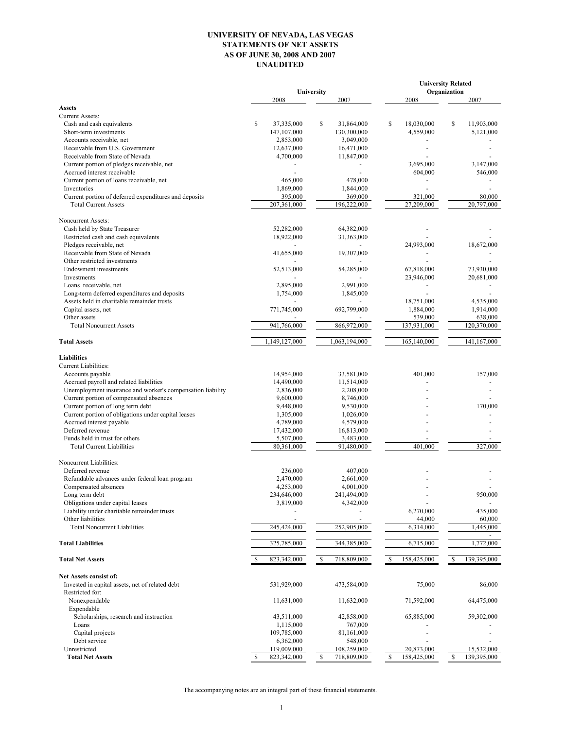# UNIVERSITY OF NEVADA, LAS VEGAS
## STATEMENTS OF NET ASSETS
## AS OF JUNE 30, 2008 AND 2007
## UNAUDITED

| | University | | University Related Organization | |
|---|---|---|---|---|
| | 2008 | 2007 | 2008 | 2007 |
| **Assets** | | | | |
| Current Assets: | | | | |
| Cash and cash equivalents | $ 37,335,000 | $ 31,864,000 | $ 18,030,000 | $ 11,903,000 |
| Short-term investments | 147,107,000 | 130,300,000 | 4,559,000 | 5,121,000 |
| Accounts receivable, net | 2,853,000 | 3,049,000 | - | - |
| Receivable from U.S. Government | 12,637,000 | 16,471,000 | - | - |
| Receivable from State of Nevada | 4,700,000 | 11,847,000 | - | - |
| Current portion of pledges receivable, net | - | - | 3,695,000 | 3,147,000 |
| Accrued interest receivable | - | - | 604,000 | 546,000 |
| Current portion of loans receivable, net | 465,000 | 478,000 | - | - |
| Inventories | 1,869,000 | 1,844,000 | - | - |
| Current portion of deferred expenditures and deposits | 395,000 | 369,000 | 321,000 | 80,000 |
| Total Current Assets | 207,361,000 | 196,222,000 | 27,209,000 | 20,797,000 |
| Noncurrent Assets: | | | | |
| Cash held by State Treasurer | 52,282,000 | 64,382,000 | - | - |
| Restricted cash and cash equivalents | 18,922,000 | 31,363,000 | - | - |
| Pledges receivable, net | - | - | 24,993,000 | 18,672,000 |
| Receivable from State of Nevada | 41,655,000 | 19,307,000 | - | - |
| Other restricted investments | - | - | - | - |
| Endowment investments | 52,513,000 | 54,285,000 | 67,818,000 | 73,930,000 |
| Investments | - | - | 23,946,000 | 20,681,000 |
| Loans receivable, net | 2,895,000 | 2,991,000 | - | - |
| Long-term deferred expenditures and deposits | 1,754,000 | 1,845,000 | - | - |
| Assets held in charitable remainder trusts | - | - | 18,751,000 | 4,535,000 |
| Capital assets, net | 771,745,000 | 692,799,000 | 1,884,000 | 1,914,000 |
| Other assets | - | - | 539,000 | 638,000 |
| Total Noncurrent Assets | 941,766,000 | 866,972,000 | 137,931,000 | 120,370,000 |
| **Total Assets** | 1,149,127,000 | 1,063,194,000 | 165,140,000 | 141,167,000 |
| **Liabilities** | | | | |
| Current Liabilities: | | | | |
| Accounts payable | 14,954,000 | 33,581,000 | 401,000 | 157,000 |
| Accrued payroll and related liabilities | 14,490,000 | 11,514,000 | - | - |
| Unemployment insurance and worker's compensation liability | 2,836,000 | 2,208,000 | - | - |
| Current portion of compensated absences | 9,600,000 | 8,746,000 | - | - |
| Current portion of long term debt | 9,448,000 | 9,530,000 | - | 170,000 |
| Current portion of obligations under capital leases | 1,305,000 | 1,026,000 | - | - |
| Accrued interest payable | 4,789,000 | 4,579,000 | - | - |
| Deferred revenue | 17,432,000 | 16,813,000 | - | - |
| Funds held in trust for others | 5,507,000 | 3,483,000 | - | - |
| Total Current Liabilities | 80,361,000 | 91,480,000 | 401,000 | 327,000 |
| Noncurrent Liabilities: | | | | |
| Deferred revenue | 236,000 | 407,000 | - | - |
| Refundable advances under federal loan program | 2,470,000 | 2,661,000 | - | - |
| Compensated absences | 4,253,000 | 4,001,000 | - | - |
| Long term debt | 234,646,000 | 241,494,000 | - | 950,000 |
| Obligations under capital leases | 3,819,000 | 4,342,000 | - | - |
| Liability under charitable remainder trusts | - | - | 6,270,000 | 435,000 |
| Other liabilities | - | - | 44,000 | 60,000 |
| Total Noncurrent Liabilities | 245,424,000 | 252,905,000 | 6,314,000 | 1,445,000 |
| **Total Liabilities** | 325,785,000 | 344,385,000 | 6,715,000 | 1,772,000 |
| **Total Net Assets** | $ 823,342,000 | $ 718,809,000 | $ 158,425,000 | $ 139,395,000 |
| **Net Assets consist of:** | | | | |
| Invested in capital assets, net of related debt | 531,929,000 | 473,584,000 | 75,000 | 86,000 |
| Restricted for: | | | | |
| Nonexpendable | 11,631,000 | 11,632,000 | 71,592,000 | 64,475,000 |
| Expendable | | | | |
| Scholarships, research and instruction | 43,511,000 | 42,858,000 | 65,885,000 | 59,302,000 |
| Loans | 1,115,000 | 767,000 | - | - |
| Capital projects | 109,785,000 | 81,161,000 | - | - |
| Debt service | 6,362,000 | 548,000 | - | - |
| Unrestricted | 119,009,000 | 108,259,000 | 20,873,000 | 15,532,000 |
| **Total Net Assets** | $ 823,342,000 | $ 718,809,000 | $ 158,425,000 | $ 139,395,000 |

The accompanying notes are an integral part of these financial statements.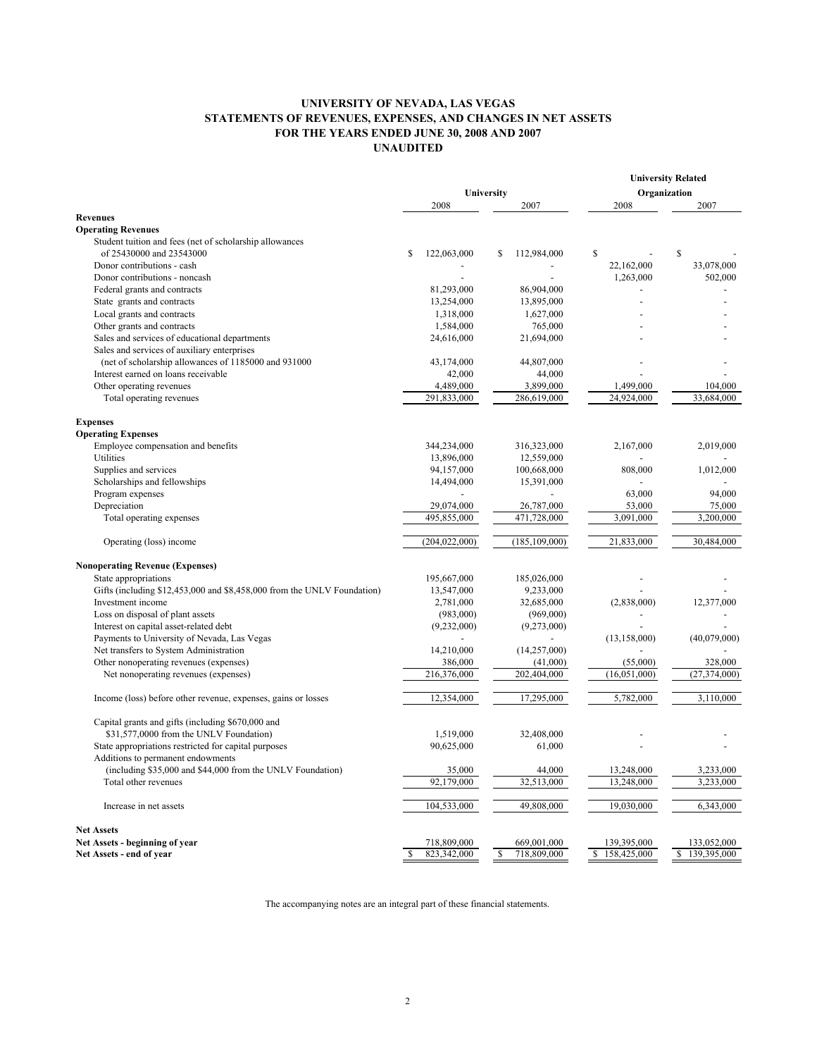# UNIVERSITY OF NEVADA, LAS VEGAS
## STATEMENTS OF REVENUES, EXPENSES, AND CHANGES IN NET ASSETS
## FOR THE YEARS ENDED JUNE 30, 2008 AND 2007
## UNAUDITED

| | University | | University Related Organization | |
|---|---|---|---|---|
| | 2008 | 2007 | 2008 | 2007 |
| **Revenues** | | | | |
| **Operating Revenues** | | | | |
| Student tuition and fees (net of scholarship allowances of 25430000 and 23543000 | $ 122,063,000 | $ 112,984,000 | $ - | $ - |
| Donor contributions - cash | - | - | 22,162,000 | 33,078,000 |
| Donor contributions - noncash | - | - | 1,263,000 | 502,000 |
| Federal grants and contracts | 81,293,000 | 86,904,000 | - | - |
| State grants and contracts | 13,254,000 | 13,895,000 | - | - |
| Local grants and contracts | 1,318,000 | 1,627,000 | - | - |
| Other grants and contracts | 1,584,000 | 765,000 | - | - |
| Sales and services of educational departments | 24,616,000 | 21,694,000 | - | - |
| Sales and services of auxiliary enterprises (net of scholarship allowances of 1185000 and 931000 | 43,174,000 | 44,807,000 | - | - |
| Interest earned on loans receivable | 42,000 | 44,000 | - | - |
| Other operating revenues | 4,489,000 | 3,899,000 | 1,499,000 | 104,000 |
| Total operating revenues | 291,833,000 | 286,619,000 | 24,924,000 | 33,684,000 |
| **Expenses** | | | | |
| **Operating Expenses** | | | | |
| Employee compensation and benefits | 344,234,000 | 316,323,000 | 2,167,000 | 2,019,000 |
| Utilities | 13,896,000 | 12,559,000 | - | - |
| Supplies and services | 94,157,000 | 100,668,000 | 808,000 | 1,012,000 |
| Scholarships and fellowships | 14,494,000 | 15,391,000 | - | - |
| Program expenses | - | - | 63,000 | 94,000 |
| Depreciation | 29,074,000 | 26,787,000 | 53,000 | 75,000 |
| Total operating expenses | 495,855,000 | 471,728,000 | 3,091,000 | 3,200,000 |
| Operating (loss) income | (204,022,000) | (185,109,000) | 21,833,000 | 30,484,000 |
| **Nonoperating Revenue (Expenses)** | | | | |
| State appropriations | 195,667,000 | 185,026,000 | - | - |
| Gifts (including $12,453,000 and $8,458,000 from the UNLV Foundation) | 13,547,000 | 9,233,000 | - | - |
| Investment income | 2,781,000 | 32,685,000 | (2,838,000) | 12,377,000 |
| Loss on disposal of plant assets | (983,000) | (969,000) | - | - |
| Interest on capital asset-related debt | (9,232,000) | (9,273,000) | - | - |
| Payments to University of Nevada, Las Vegas | - | - | (13,158,000) | (40,079,000) |
| Net transfers to System Administration | 14,210,000 | (14,257,000) | - | - |
| Other nonoperating revenues (expenses) | 386,000 | (41,000) | (55,000) | 328,000 |
| Net nonoperating revenues (expenses) | 216,376,000 | 202,404,000 | (16,051,000) | (27,374,000) |
| Income (loss) before other revenue, expenses, gains or losses | 12,354,000 | 17,295,000 | 5,782,000 | 3,110,000 |
| Capital grants and gifts (including $670,000 and $31,577,0000 from the UNLV Foundation) | 1,519,000 | 32,408,000 | - | - |
| State appropriations restricted for capital purposes | 90,625,000 | 61,000 | - | - |
| Additions to permanent endowments (including $35,000 and $44,000 from the UNLV Foundation) | 35,000 | 44,000 | 13,248,000 | 3,233,000 |
| Total other revenues | 92,179,000 | 32,513,000 | 13,248,000 | 3,233,000 |
| Increase in net assets | 104,533,000 | 49,808,000 | 19,030,000 | 6,343,000 |
| **Net Assets** | | | | |
| **Net Assets - beginning of year** | 718,809,000 | 669,001,000 | 139,395,000 | 133,052,000 |
| **Net Assets - end of year** | $ 823,342,000 | $ 718,809,000 | $ 158,425,000 | $ 139,395,000 |

The accompanying notes are an integral part of these financial statements.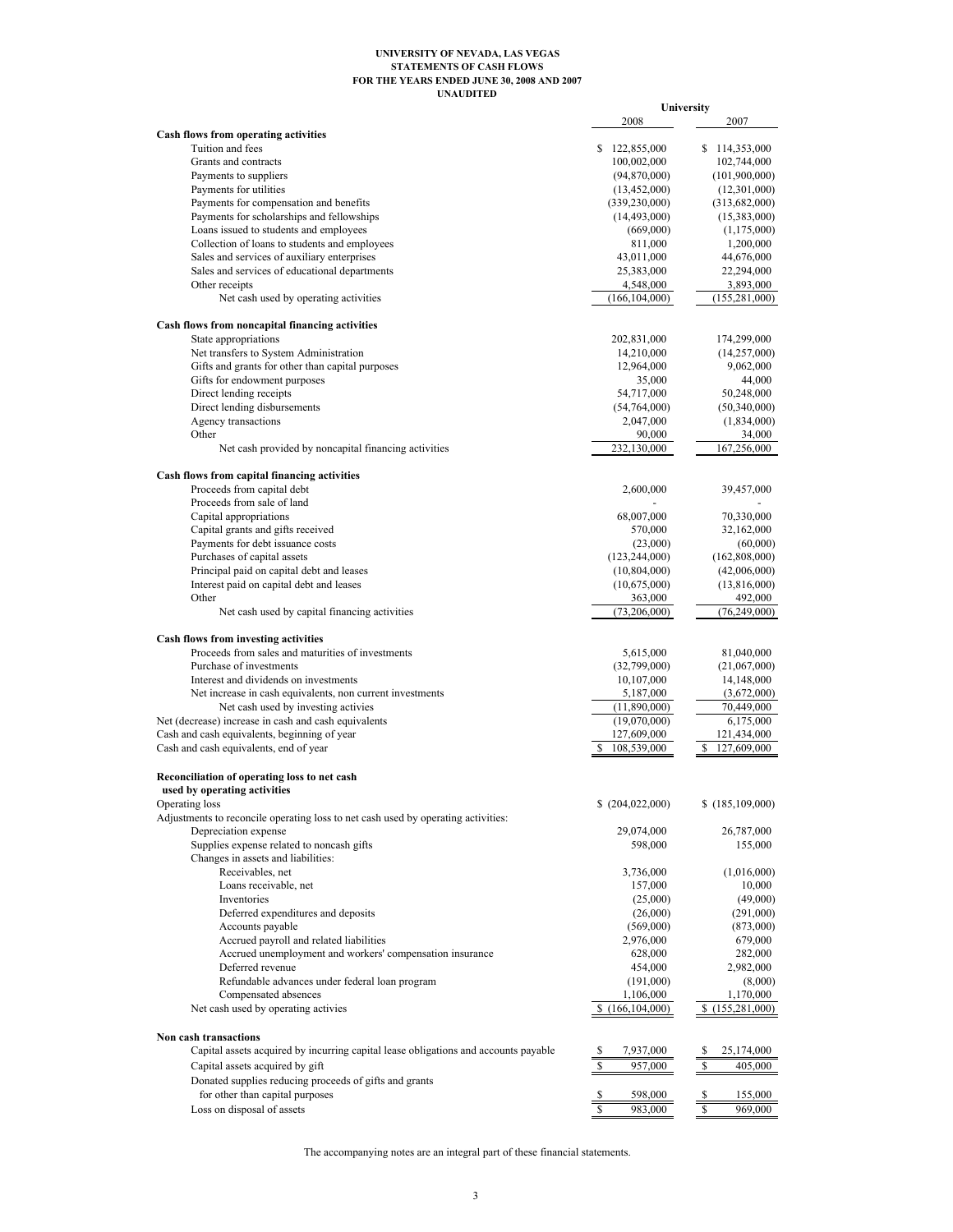# UNIVERSITY OF NEVADA, LAS VEGAS
## STATEMENTS OF CASH FLOWS
### FOR THE YEARS ENDED JUNE 30, 2008 AND 2007
### UNAUDITED

| | University 2008 | University 2007 |
|---|---|---|
| **Cash flows from operating activities** | | |
| Tuition and fees | $ 122,855,000 | $ 114,353,000 |
| Grants and contracts | 100,002,000 | 102,744,000 |
| Payments to suppliers | (94,870,000) | (101,900,000) |
| Payments for utilities | (13,452,000) | (12,301,000) |
| Payments for compensation and benefits | (339,230,000) | (313,682,000) |
| Payments for scholarships and fellowships | (14,493,000) | (15,383,000) |
| Loans issued to students and employees | (669,000) | (1,175,000) |
| Collection of loans to students and employees | 811,000 | 1,200,000 |
| Sales and services of auxiliary enterprises | 43,011,000 | 44,676,000 |
| Sales and services of educational departments | 25,383,000 | 22,294,000 |
| Other receipts | 4,548,000 | 3,893,000 |
| Net cash used by operating activities | (166,104,000) | (155,281,000) |
| **Cash flows from noncapital financing activities** | | |
| State appropriations | 202,831,000 | 174,299,000 |
| Net transfers to System Administration | 14,210,000 | (14,257,000) |
| Gifts and grants for other than capital purposes | 12,964,000 | 9,062,000 |
| Gifts for endowment purposes | 35,000 | 44,000 |
| Direct lending receipts | 54,717,000 | 50,248,000 |
| Direct lending disbursements | (54,764,000) | (50,340,000) |
| Agency transactions | 2,047,000 | (1,834,000) |
| Other | 90,000 | 34,000 |
| Net cash provided by noncapital financing activities | 232,130,000 | 167,256,000 |
| **Cash flows from capital financing activities** | | |
| Proceeds from capital debt | 2,600,000 | 39,457,000 |
| Proceeds from sale of land | - | - |
| Capital appropriations | 68,007,000 | 70,330,000 |
| Capital grants and gifts received | 570,000 | 32,162,000 |
| Payments for debt issuance costs | (23,000) | (60,000) |
| Purchases of capital assets | (123,244,000) | (162,808,000) |
| Principal paid on capital debt and leases | (10,804,000) | (42,006,000) |
| Interest paid on capital debt and leases | (10,675,000) | (13,816,000) |
| Other | 363,000 | 492,000 |
| Net cash used by capital financing activities | (73,206,000) | (76,249,000) |
| **Cash flows from investing activities** | | |
| Proceeds from sales and maturities of investments | 5,615,000 | 81,040,000 |
| Purchase of investments | (32,799,000) | (21,067,000) |
| Interest and dividends on investments | 10,107,000 | 14,148,000 |
| Net increase in cash equivalents, non current investments | 5,187,000 | (3,672,000) |
| Net cash used by investing activies | (11,890,000) | 70,449,000 |
| Net (decrease) increase in cash and cash equivalents | (19,070,000) | 6,175,000 |
| Cash and cash equivalents, beginning of year | 127,609,000 | 121,434,000 |
| Cash and cash equivalents, end of year | $ 108,539,000 | $ 127,609,000 |
| **Reconciliation of operating loss to net cash used by operating activities** | | |
| Operating loss | $ (204,022,000) | $ (185,109,000) |
| Adjustments to reconcile operating loss to net cash used by operating activities: | | |
| Depreciation expense | 29,074,000 | 26,787,000 |
| Supplies expense related to noncash gifts | 598,000 | 155,000 |
| Changes in assets and liabilities: | | |
| Receivables, net | 3,736,000 | (1,016,000) |
| Loans receivable, net | 157,000 | 10,000 |
| Inventories | (25,000) | (49,000) |
| Deferred expenditures and deposits | (26,000) | (291,000) |
| Accounts payable | (569,000) | (873,000) |
| Accrued payroll and related liabilities | 2,976,000 | 679,000 |
| Accrued unemployment and workers' compensation insurance | 628,000 | 282,000 |
| Deferred revenue | 454,000 | 2,982,000 |
| Refundable advances under federal loan program | (191,000) | (8,000) |
| Compensated absences | 1,106,000 | 1,170,000 |
| Net cash used by operating activies | $ (166,104,000) | $ (155,281,000) |
| **Non cash transactions** | | |
| Capital assets acquired by incurring capital lease obligations and accounts payable | $ 7,937,000 | $ 25,174,000 |
| Capital assets acquired by gift | $ 957,000 | $ 405,000 |
| Donated supplies reducing proceeds of gifts and grants for other than capital purposes | $ 598,000 | $ 155,000 |
| Loss on disposal of assets | $ 983,000 | $ 969,000 |

The accompanying notes are an integral part of these financial statements.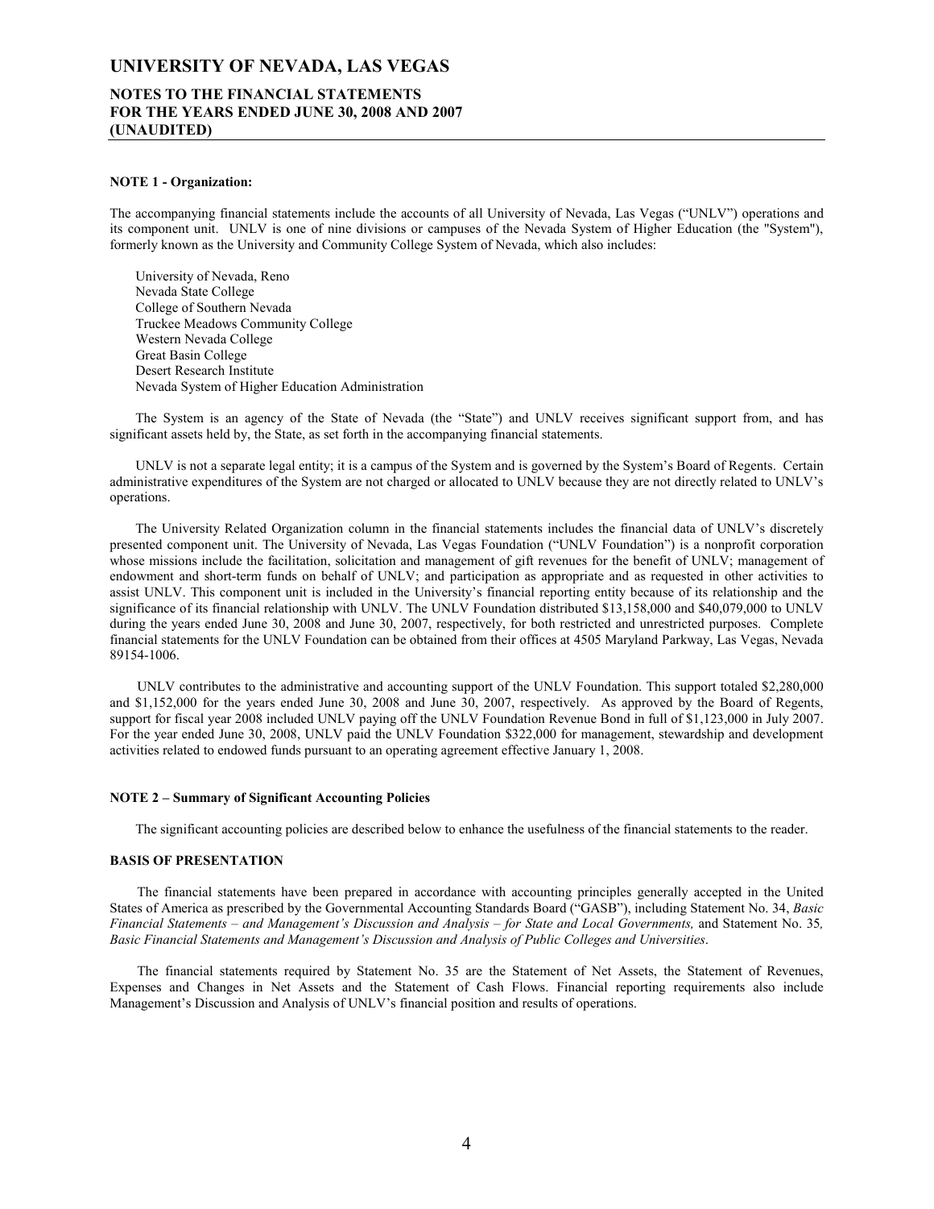## NOTE 1 - Organization:

The accompanying financial statements include the accounts of all University of Nevada, Las Vegas ("UNLV") operations and its component unit. UNLV is one of nine divisions or campuses of the Nevada System of Higher Education (the "System"), formerly known as the University and Community College System of Nevada, which also includes:

University of Nevada, Reno
Nevada State College
College of Southern Nevada
Truckee Meadows Community College
Western Nevada College
Great Basin College
Desert Research Institute
Nevada System of Higher Education Administration

The System is an agency of the State of Nevada (the "State") and UNLV receives significant support from, and has significant assets held by, the State, as set forth in the accompanying financial statements.

UNLV is not a separate legal entity; it is a campus of the System and is governed by the System's Board of Regents. Certain administrative expenditures of the System are not charged or allocated to UNLV because they are not directly related to UNLV's operations.

The University Related Organization column in the financial statements includes the financial data of UNLV's discretely presented component unit. The University of Nevada, Las Vegas Foundation ("UNLV Foundation") is a nonprofit corporation whose missions include the facilitation, solicitation and management of gift revenues for the benefit of UNLV; management of endowment and short-term funds on behalf of UNLV; and participation as appropriate and as requested in other activities to assist UNLV. This component unit is included in the University's financial reporting entity because of its relationship and the significance of its financial relationship with UNLV. The UNLV Foundation distributed $13,158,000 and $40,079,000 to UNLV during the years ended June 30, 2008 and June 30, 2007, respectively, for both restricted and unrestricted purposes. Complete financial statements for the UNLV Foundation can be obtained from their offices at 4505 Maryland Parkway, Las Vegas, Nevada 89154-1006.

UNLV contributes to the administrative and accounting support of the UNLV Foundation. This support totaled $2,280,000 and $1,152,000 for the years ended June 30, 2008 and June 30, 2007, respectively. As approved by the Board of Regents, support for fiscal year 2008 included UNLV paying off the UNLV Foundation Revenue Bond in full of $1,123,000 in July 2007. For the year ended June 30, 2008, UNLV paid the UNLV Foundation $322,000 for management, stewardship and development activities related to endowed funds pursuant to an operating agreement effective January 1, 2008.

## NOTE 2 – Summary of Significant Accounting Policies

The significant accounting policies are described below to enhance the usefulness of the financial statements to the reader.

### BASIS OF PRESENTATION

The financial statements have been prepared in accordance with accounting principles generally accepted in the United States of America as prescribed by the Governmental Accounting Standards Board ("GASB"), including Statement No. 34, *Basic Financial Statements – and Management's Discussion and Analysis – for State and Local Governments,* and Statement No. 35*, Basic Financial Statements and Management's Discussion and Analysis of Public Colleges and Universities*.

The financial statements required by Statement No. 35 are the Statement of Net Assets, the Statement of Revenues, Expenses and Changes in Net Assets and the Statement of Cash Flows. Financial reporting requirements also include Management's Discussion and Analysis of UNLV's financial position and results of operations.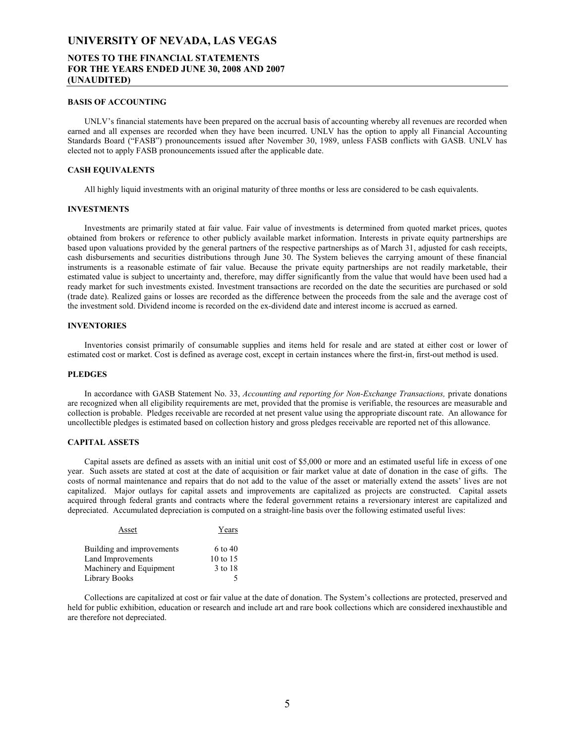## BASIS OF ACCOUNTING

UNLV's financial statements have been prepared on the accrual basis of accounting whereby all revenues are recorded when earned and all expenses are recorded when they have been incurred. UNLV has the option to apply all Financial Accounting Standards Board ("FASB") pronouncements issued after November 30, 1989, unless FASB conflicts with GASB. UNLV has elected not to apply FASB pronouncements issued after the applicable date.

## CASH EQUIVALENTS

All highly liquid investments with an original maturity of three months or less are considered to be cash equivalents.

## INVESTMENTS

Investments are primarily stated at fair value. Fair value of investments is determined from quoted market prices, quotes obtained from brokers or reference to other publicly available market information. Interests in private equity partnerships are based upon valuations provided by the general partners of the respective partnerships as of March 31, adjusted for cash receipts, cash disbursements and securities distributions through June 30. The System believes the carrying amount of these financial instruments is a reasonable estimate of fair value. Because the private equity partnerships are not readily marketable, their estimated value is subject to uncertainty and, therefore, may differ significantly from the value that would have been used had a ready market for such investments existed. Investment transactions are recorded on the date the securities are purchased or sold (trade date). Realized gains or losses are recorded as the difference between the proceeds from the sale and the average cost of the investment sold. Dividend income is recorded on the ex-dividend date and interest income is accrued as earned.

## INVENTORIES

Inventories consist primarily of consumable supplies and items held for resale and are stated at either cost or lower of estimated cost or market. Cost is defined as average cost, except in certain instances where the first-in, first-out method is used.

## PLEDGES

In accordance with GASB Statement No. 33, *Accounting and reporting for Non-Exchange Transactions,* private donations are recognized when all eligibility requirements are met, provided that the promise is verifiable, the resources are measurable and collection is probable. Pledges receivable are recorded at net present value using the appropriate discount rate. An allowance for uncollectible pledges is estimated based on collection history and gross pledges receivable are reported net of this allowance.

## CAPITAL ASSETS

Capital assets are defined as assets with an initial unit cost of $5,000 or more and an estimated useful life in excess of one year. Such assets are stated at cost at the date of acquisition or fair market value at date of donation in the case of gifts. The costs of normal maintenance and repairs that do not add to the value of the asset or materially extend the assets' lives are not capitalized. Major outlays for capital assets and improvements are capitalized as projects are constructed. Capital assets acquired through federal grants and contracts where the federal government retains a reversionary interest are capitalized and depreciated. Accumulated depreciation is computed on a straight-line basis over the following estimated useful lives:

| Asset | Years |
|---|---|
| Building and improvements | 6 to 40 |
| Land Improvements | 10 to 15 |
| Machinery and Equipment | 3 to 18 |
| Library Books | 5 |

Collections are capitalized at cost or fair value at the date of donation. The System's collections are protected, preserved and held for public exhibition, education or research and include art and rare book collections which are considered inexhaustible and are therefore not depreciated.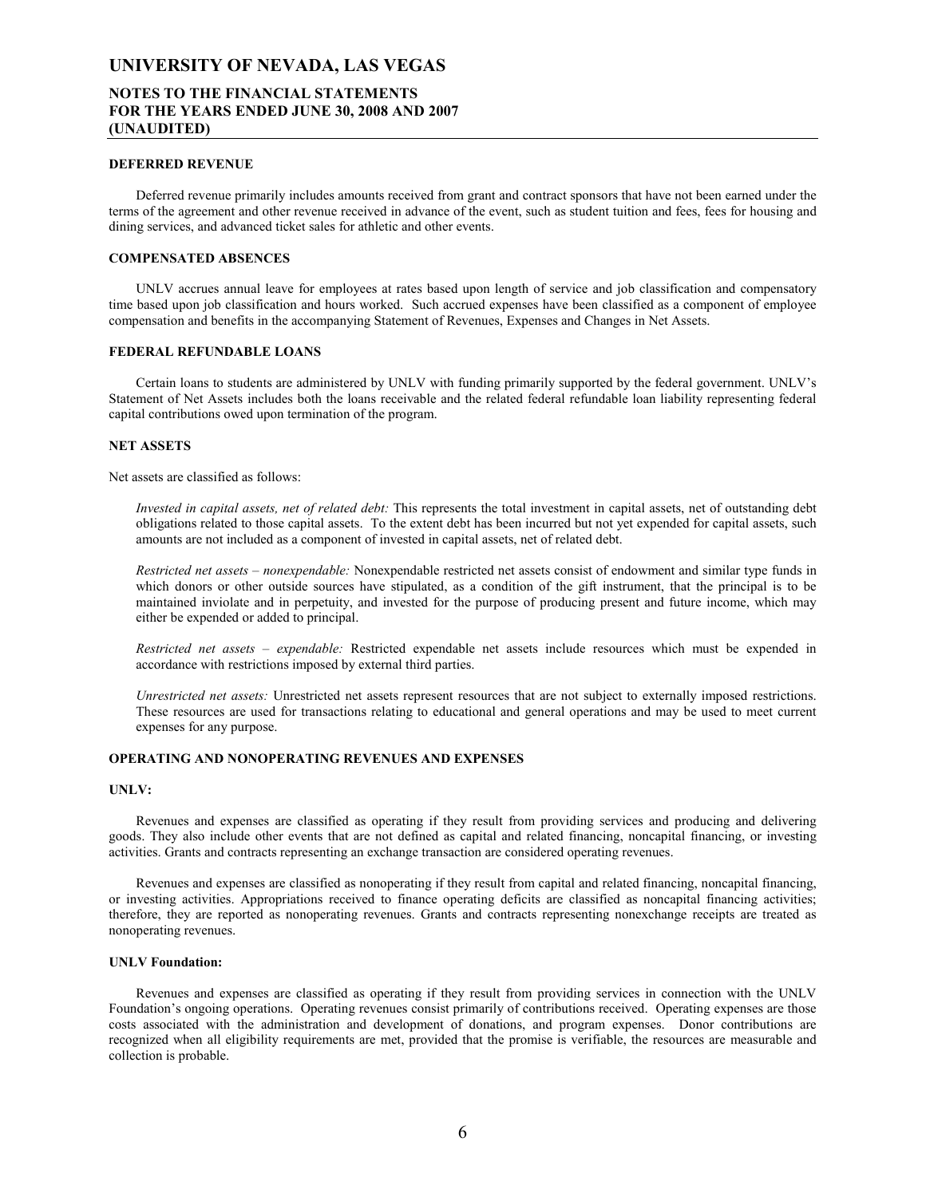#### DEFERRED REVENUE

Deferred revenue primarily includes amounts received from grant and contract sponsors that have not been earned under the terms of the agreement and other revenue received in advance of the event, such as student tuition and fees, fees for housing and dining services, and advanced ticket sales for athletic and other events.

#### COMPENSATED ABSENCES

UNLV accrues annual leave for employees at rates based upon length of service and job classification and compensatory time based upon job classification and hours worked. Such accrued expenses have been classified as a component of employee compensation and benefits in the accompanying Statement of Revenues, Expenses and Changes in Net Assets.

#### FEDERAL REFUNDABLE LOANS

Certain loans to students are administered by UNLV with funding primarily supported by the federal government. UNLV's Statement of Net Assets includes both the loans receivable and the related federal refundable loan liability representing federal capital contributions owed upon termination of the program.

#### NET ASSETS

Net assets are classified as follows:

*Invested in capital assets, net of related debt:* This represents the total investment in capital assets, net of outstanding debt obligations related to those capital assets. To the extent debt has been incurred but not yet expended for capital assets, such amounts are not included as a component of invested in capital assets, net of related debt.

*Restricted net assets – nonexpendable:* Nonexpendable restricted net assets consist of endowment and similar type funds in which donors or other outside sources have stipulated, as a condition of the gift instrument, that the principal is to be maintained inviolate and in perpetuity, and invested for the purpose of producing present and future income, which may either be expended or added to principal.

*Restricted net assets – expendable:* Restricted expendable net assets include resources which must be expended in accordance with restrictions imposed by external third parties.

*Unrestricted net assets:* Unrestricted net assets represent resources that are not subject to externally imposed restrictions. These resources are used for transactions relating to educational and general operations and may be used to meet current expenses for any purpose.

#### OPERATING AND NONOPERATING REVENUES AND EXPENSES

**UNLV:**

Revenues and expenses are classified as operating if they result from providing services and producing and delivering goods. They also include other events that are not defined as capital and related financing, noncapital financing, or investing activities. Grants and contracts representing an exchange transaction are considered operating revenues.

Revenues and expenses are classified as nonoperating if they result from capital and related financing, noncapital financing, or investing activities. Appropriations received to finance operating deficits are classified as noncapital financing activities; therefore, they are reported as nonoperating revenues. Grants and contracts representing nonexchange receipts are treated as nonoperating revenues.

**UNLV Foundation:**

Revenues and expenses are classified as operating if they result from providing services in connection with the UNLV Foundation's ongoing operations. Operating revenues consist primarily of contributions received. Operating expenses are those costs associated with the administration and development of donations, and program expenses. Donor contributions are recognized when all eligibility requirements are met, provided that the promise is verifiable, the resources are measurable and collection is probable.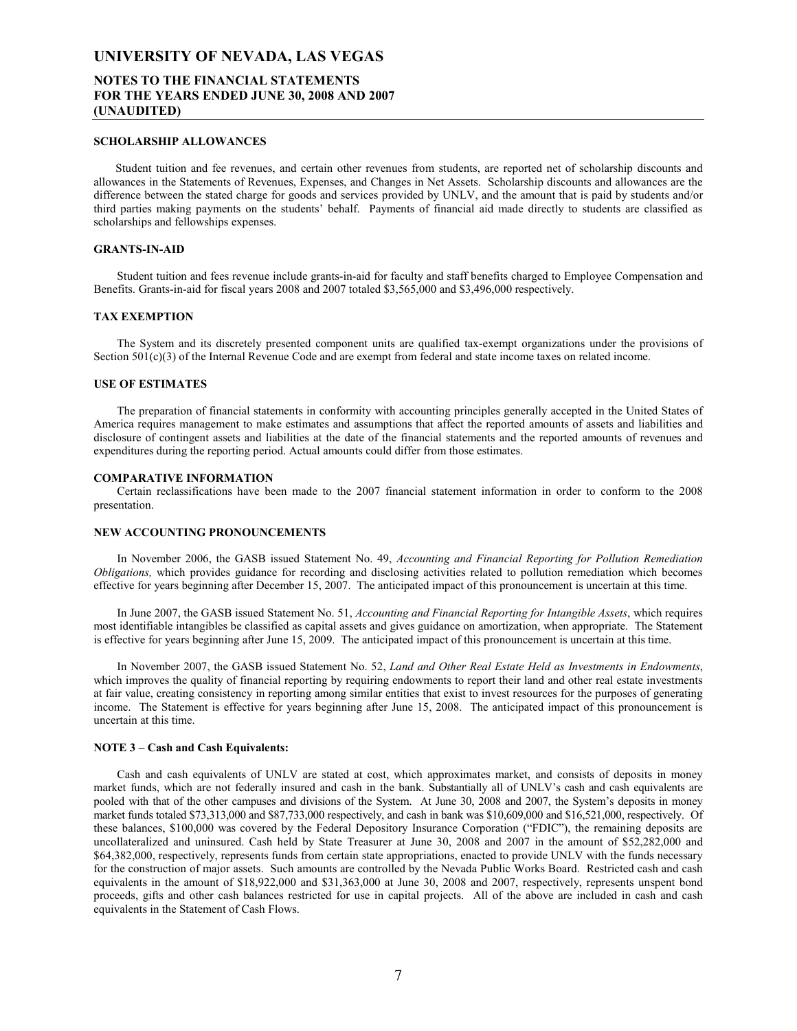#### SCHOLARSHIP ALLOWANCES

Student tuition and fee revenues, and certain other revenues from students, are reported net of scholarship discounts and allowances in the Statements of Revenues, Expenses, and Changes in Net Assets. Scholarship discounts and allowances are the difference between the stated charge for goods and services provided by UNLV, and the amount that is paid by students and/or third parties making payments on the students' behalf. Payments of financial aid made directly to students are classified as scholarships and fellowships expenses.

#### GRANTS-IN-AID

Student tuition and fees revenue include grants-in-aid for faculty and staff benefits charged to Employee Compensation and Benefits. Grants-in-aid for fiscal years 2008 and 2007 totaled $3,565,000 and $3,496,000 respectively.

#### TAX EXEMPTION

The System and its discretely presented component units are qualified tax-exempt organizations under the provisions of Section 501(c)(3) of the Internal Revenue Code and are exempt from federal and state income taxes on related income.

#### USE OF ESTIMATES

The preparation of financial statements in conformity with accounting principles generally accepted in the United States of America requires management to make estimates and assumptions that affect the reported amounts of assets and liabilities and disclosure of contingent assets and liabilities at the date of the financial statements and the reported amounts of revenues and expenditures during the reporting period. Actual amounts could differ from those estimates.

#### COMPARATIVE INFORMATION

Certain reclassifications have been made to the 2007 financial statement information in order to conform to the 2008 presentation.

#### NEW ACCOUNTING PRONOUNCEMENTS

In November 2006, the GASB issued Statement No. 49, *Accounting and Financial Reporting for Pollution Remediation Obligations,* which provides guidance for recording and disclosing activities related to pollution remediation which becomes effective for years beginning after December 15, 2007. The anticipated impact of this pronouncement is uncertain at this time.

In June 2007, the GASB issued Statement No. 51, *Accounting and Financial Reporting for Intangible Assets*, which requires most identifiable intangibles be classified as capital assets and gives guidance on amortization, when appropriate. The Statement is effective for years beginning after June 15, 2009. The anticipated impact of this pronouncement is uncertain at this time.

In November 2007, the GASB issued Statement No. 52, *Land and Other Real Estate Held as Investments in Endowments*, which improves the quality of financial reporting by requiring endowments to report their land and other real estate investments at fair value, creating consistency in reporting among similar entities that exist to invest resources for the purposes of generating income. The Statement is effective for years beginning after June 15, 2008. The anticipated impact of this pronouncement is uncertain at this time.

#### NOTE 3 – Cash and Cash Equivalents:

Cash and cash equivalents of UNLV are stated at cost, which approximates market, and consists of deposits in money market funds, which are not federally insured and cash in the bank. Substantially all of UNLV's cash and cash equivalents are pooled with that of the other campuses and divisions of the System. At June 30, 2008 and 2007, the System's deposits in money market funds totaled $73,313,000 and $87,733,000 respectively, and cash in bank was $10,609,000 and $16,521,000, respectively. Of these balances, $100,000 was covered by the Federal Depository Insurance Corporation ("FDIC"), the remaining deposits are uncollateralized and uninsured. Cash held by State Treasurer at June 30, 2008 and 2007 in the amount of $52,282,000 and $64,382,000, respectively, represents funds from certain state appropriations, enacted to provide UNLV with the funds necessary for the construction of major assets. Such amounts are controlled by the Nevada Public Works Board. Restricted cash and cash equivalents in the amount of $18,922,000 and $31,363,000 at June 30, 2008 and 2007, respectively, represents unspent bond proceeds, gifts and other cash balances restricted for use in capital projects. All of the above are included in cash and cash equivalents in the Statement of Cash Flows.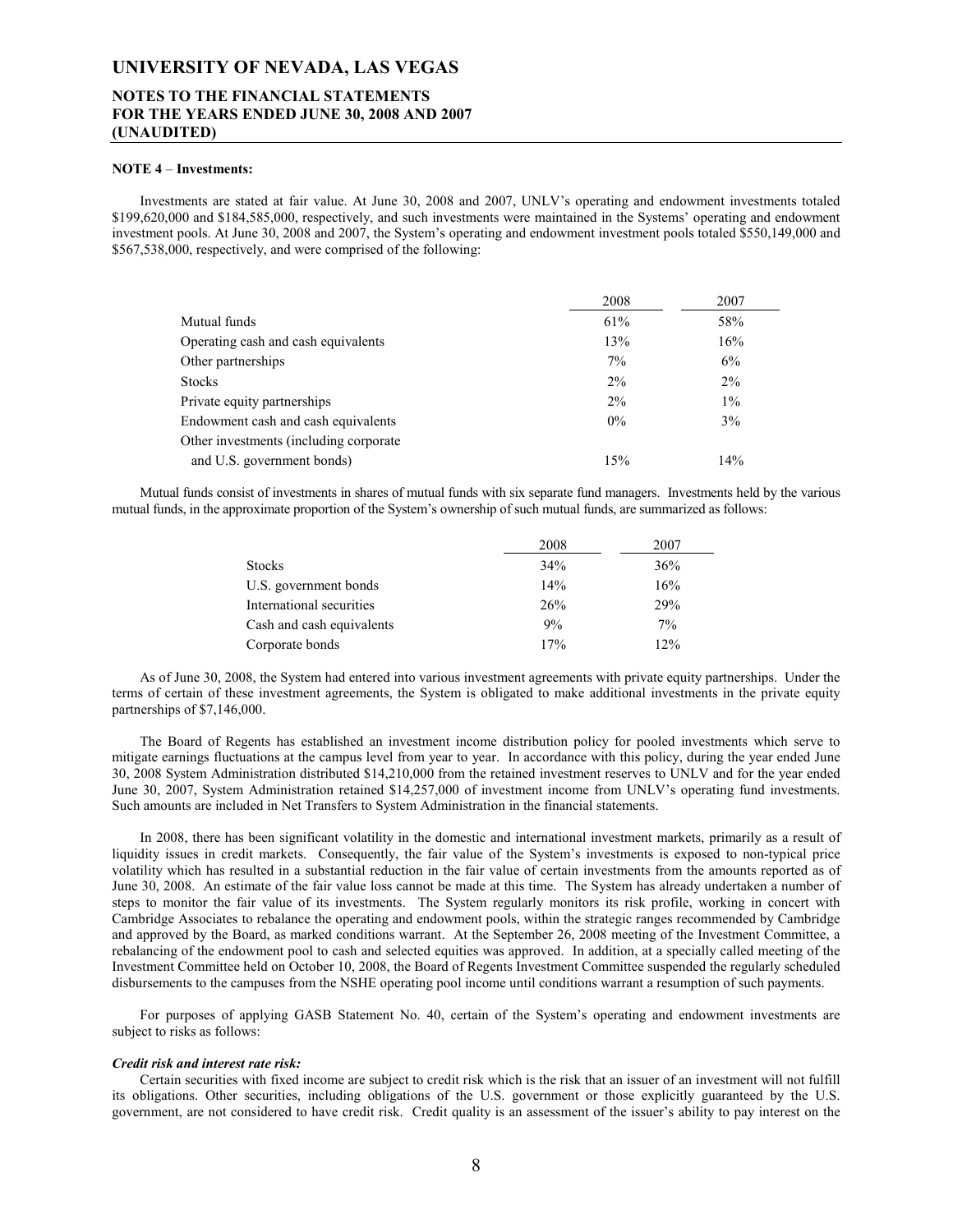**NOTE 4** – **Investments:**

Investments are stated at fair value. At June 30, 2008 and 2007, UNLV's operating and endowment investments totaled $199,620,000 and $184,585,000, respectively, and such investments were maintained in the Systems' operating and endowment investment pools. At June 30, 2008 and 2007, the System's operating and endowment investment pools totaled $550,149,000 and $567,538,000, respectively, and were comprised of the following:

| | 2008 | 2007 |
|---|---|---|
| Mutual funds | 61% | 58% |
| Operating cash and cash equivalents | 13% | 16% |
| Other partnerships | 7% | 6% |
| Stocks | 2% | 2% |
| Private equity partnerships | 2% | 1% |
| Endowment cash and cash equivalents | 0% | 3% |
| Other investments (including corporate and U.S. government bonds) | 15% | 14% |

Mutual funds consist of investments in shares of mutual funds with six separate fund managers. Investments held by the various mutual funds, in the approximate proportion of the System's ownership of such mutual funds, are summarized as follows:

| | 2008 | 2007 |
|---|---|---|
| Stocks | 34% | 36% |
| U.S. government bonds | 14% | 16% |
| International securities | 26% | 29% |
| Cash and cash equivalents | 9% | 7% |
| Corporate bonds | 17% | 12% |

As of June 30, 2008, the System had entered into various investment agreements with private equity partnerships. Under the terms of certain of these investment agreements, the System is obligated to make additional investments in the private equity partnerships of $7,146,000.

The Board of Regents has established an investment income distribution policy for pooled investments which serve to mitigate earnings fluctuations at the campus level from year to year. In accordance with this policy, during the year ended June 30, 2008 System Administration distributed $14,210,000 from the retained investment reserves to UNLV and for the year ended June 30, 2007, System Administration retained $14,257,000 of investment income from UNLV's operating fund investments. Such amounts are included in Net Transfers to System Administration in the financial statements.

In 2008, there has been significant volatility in the domestic and international investment markets, primarily as a result of liquidity issues in credit markets. Consequently, the fair value of the System's investments is exposed to non-typical price volatility which has resulted in a substantial reduction in the fair value of certain investments from the amounts reported as of June 30, 2008. An estimate of the fair value loss cannot be made at this time. The System has already undertaken a number of steps to monitor the fair value of its investments. The System regularly monitors its risk profile, working in concert with Cambridge Associates to rebalance the operating and endowment pools, within the strategic ranges recommended by Cambridge and approved by the Board, as marked conditions warrant. At the September 26, 2008 meeting of the Investment Committee, a rebalancing of the endowment pool to cash and selected equities was approved. In addition, at a specially called meeting of the Investment Committee held on October 10, 2008, the Board of Regents Investment Committee suspended the regularly scheduled disbursements to the campuses from the NSHE operating pool income until conditions warrant a resumption of such payments.

For purposes of applying GASB Statement No. 40, certain of the System's operating and endowment investments are subject to risks as follows:

***Credit risk and interest rate risk:***

Certain securities with fixed income are subject to credit risk which is the risk that an issuer of an investment will not fulfill its obligations. Other securities, including obligations of the U.S. government or those explicitly guaranteed by the U.S. government, are not considered to have credit risk. Credit quality is an assessment of the issuer's ability to pay interest on the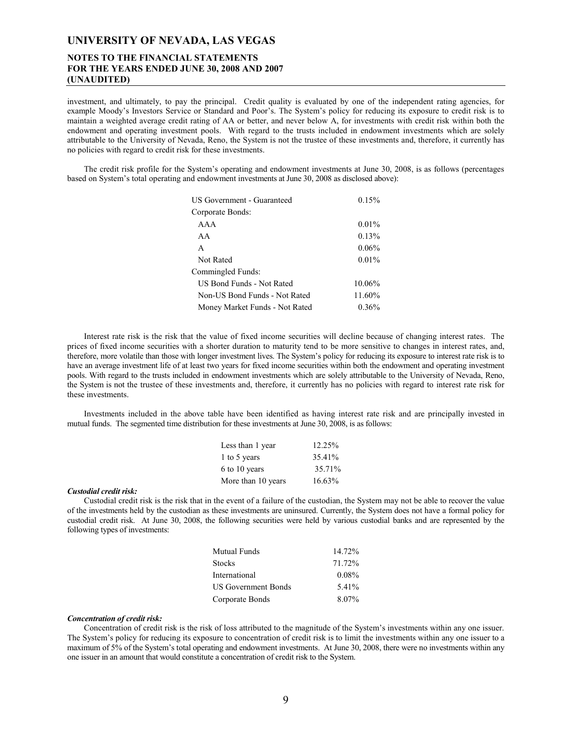investment, and ultimately, to pay the principal. Credit quality is evaluated by one of the independent rating agencies, for example Moody's Investors Service or Standard and Poor's. The System's policy for reducing its exposure to credit risk is to maintain a weighted average credit rating of AA or better, and never below A, for investments with credit risk within both the endowment and operating investment pools. With regard to the trusts included in endowment investments which are solely attributable to the University of Nevada, Reno, the System is not the trustee of these investments and, therefore, it currently has no policies with regard to credit risk for these investments.

The credit risk profile for the System's operating and endowment investments at June 30, 2008, is as follows (percentages based on System's total operating and endowment investments at June 30, 2008 as disclosed above):

| | |
|---|---|
| US Government - Guaranteed | 0.15% |
| Corporate Bonds: | |
| AAA | 0.01% |
| AA | 0.13% |
| A | 0.06% |
| Not Rated | 0.01% |
| Commingled Funds: | |
| US Bond Funds - Not Rated | 10.06% |
| Non-US Bond Funds - Not Rated | 11.60% |
| Money Market Funds - Not Rated | 0.36% |

Interest rate risk is the risk that the value of fixed income securities will decline because of changing interest rates. The prices of fixed income securities with a shorter duration to maturity tend to be more sensitive to changes in interest rates, and, therefore, more volatile than those with longer investment lives. The System's policy for reducing its exposure to interest rate risk is to have an average investment life of at least two years for fixed income securities within both the endowment and operating investment pools. With regard to the trusts included in endowment investments which are solely attributable to the University of Nevada, Reno, the System is not the trustee of these investments and, therefore, it currently has no policies with regard to interest rate risk for these investments.

Investments included in the above table have been identified as having interest rate risk and are principally invested in mutual funds. The segmented time distribution for these investments at June 30, 2008, is as follows:

| | |
|---|---|
| Less than 1 year | 12.25% |
| 1 to 5 years | 35.41% |
| 6 to 10 years | 35.71% |
| More than 10 years | 16.63% |

***Custodial credit risk:***

Custodial credit risk is the risk that in the event of a failure of the custodian, the System may not be able to recover the value of the investments held by the custodian as these investments are uninsured. Currently, the System does not have a formal policy for custodial credit risk. At June 30, 2008, the following securities were held by various custodial banks and are represented by the following types of investments:

| | |
|---|---|
| Mutual Funds | 14.72% |
| Stocks | 71.72% |
| International | 0.08% |
| US Government Bonds | 5.41% |
| Corporate Bonds | 8.07% |

***Concentration of credit risk:***

Concentration of credit risk is the risk of loss attributed to the magnitude of the System's investments within any one issuer. The System's policy for reducing its exposure to concentration of credit risk is to limit the investments within any one issuer to a maximum of 5% of the System's total operating and endowment investments. At June 30, 2008, there were no investments within any one issuer in an amount that would constitute a concentration of credit risk to the System.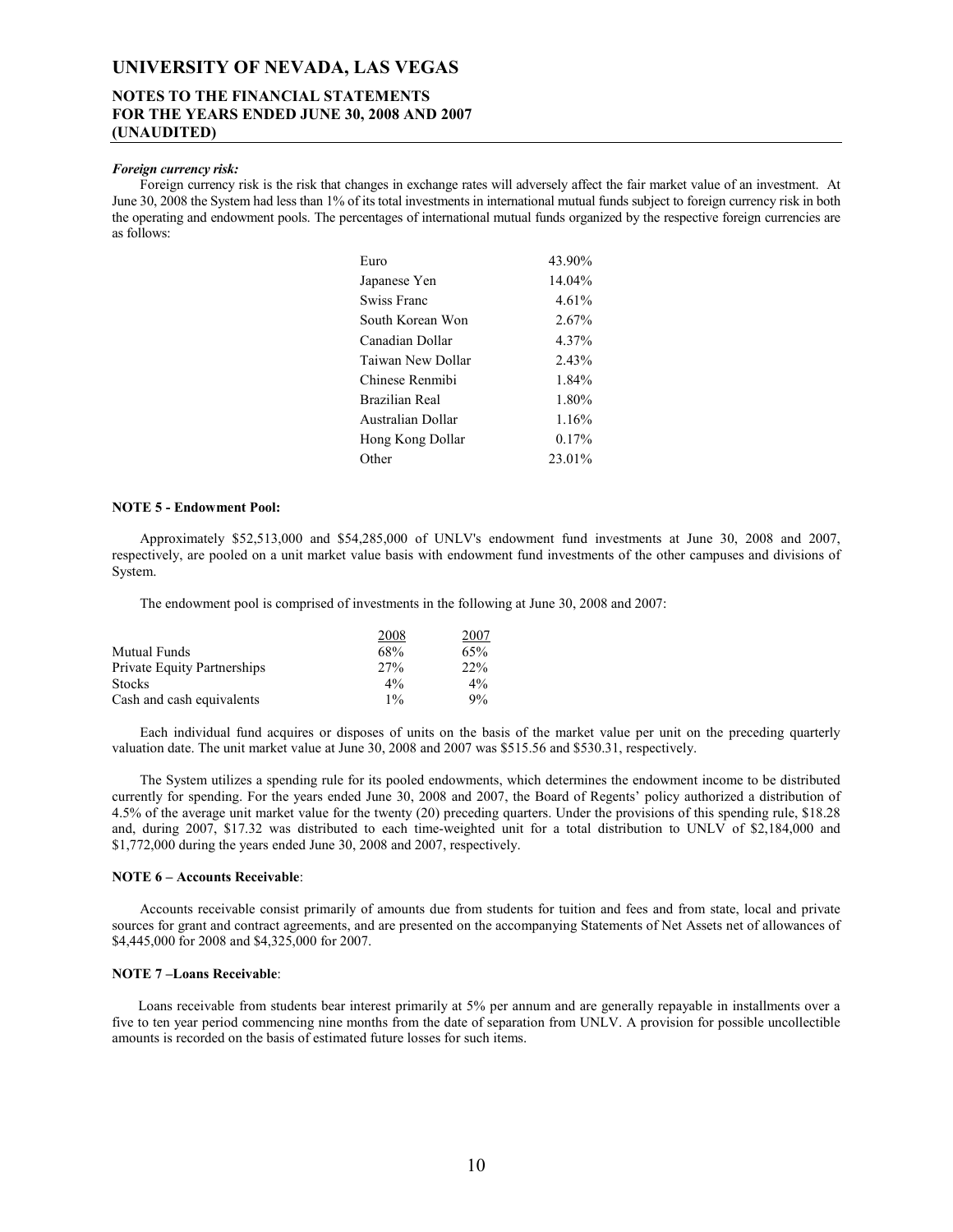#### *Foreign currency risk:*

Foreign currency risk is the risk that changes in exchange rates will adversely affect the fair market value of an investment. At June 30, 2008 the System had less than 1% of its total investments in international mutual funds subject to foreign currency risk in both the operating and endowment pools. The percentages of international mutual funds organized by the respective foreign currencies are as follows:

| Currency | Percentage |
|---|---|
| Euro | 43.90% |
| Japanese Yen | 14.04% |
| Swiss Franc | 4.61% |
| South Korean Won | 2.67% |
| Canadian Dollar | 4.37% |
| Taiwan New Dollar | 2.43% |
| Chinese Renmibi | 1.84% |
| Brazilian Real | 1.80% |
| Australian Dollar | 1.16% |
| Hong Kong Dollar | 0.17% |
| Other | 23.01% |

#### NOTE 5 - Endowment Pool:

Approximately $52,513,000 and $54,285,000 of UNLV's endowment fund investments at June 30, 2008 and 2007, respectively, are pooled on a unit market value basis with endowment fund investments of the other campuses and divisions of System.

The endowment pool is comprised of investments in the following at June 30, 2008 and 2007:

| | 2008 | 2007 |
|---|---|---|
| Mutual Funds | 68% | 65% |
| Private Equity Partnerships | 27% | 22% |
| Stocks | 4% | 4% |
| Cash and cash equivalents | 1% | 9% |

Each individual fund acquires or disposes of units on the basis of the market value per unit on the preceding quarterly valuation date. The unit market value at June 30, 2008 and 2007 was $515.56 and $530.31, respectively.

The System utilizes a spending rule for its pooled endowments, which determines the endowment income to be distributed currently for spending. For the years ended June 30, 2008 and 2007, the Board of Regents' policy authorized a distribution of 4.5% of the average unit market value for the twenty (20) preceding quarters. Under the provisions of this spending rule, $18.28 and, during 2007, $17.32 was distributed to each time-weighted unit for a total distribution to UNLV of $2,184,000 and $1,772,000 during the years ended June 30, 2008 and 2007, respectively.

#### NOTE 6 – Accounts Receivable:

Accounts receivable consist primarily of amounts due from students for tuition and fees and from state, local and private sources for grant and contract agreements, and are presented on the accompanying Statements of Net Assets net of allowances of $4,445,000 for 2008 and $4,325,000 for 2007.

#### NOTE 7 –Loans Receivable:

Loans receivable from students bear interest primarily at 5% per annum and are generally repayable in installments over a five to ten year period commencing nine months from the date of separation from UNLV. A provision for possible uncollectible amounts is recorded on the basis of estimated future losses for such items.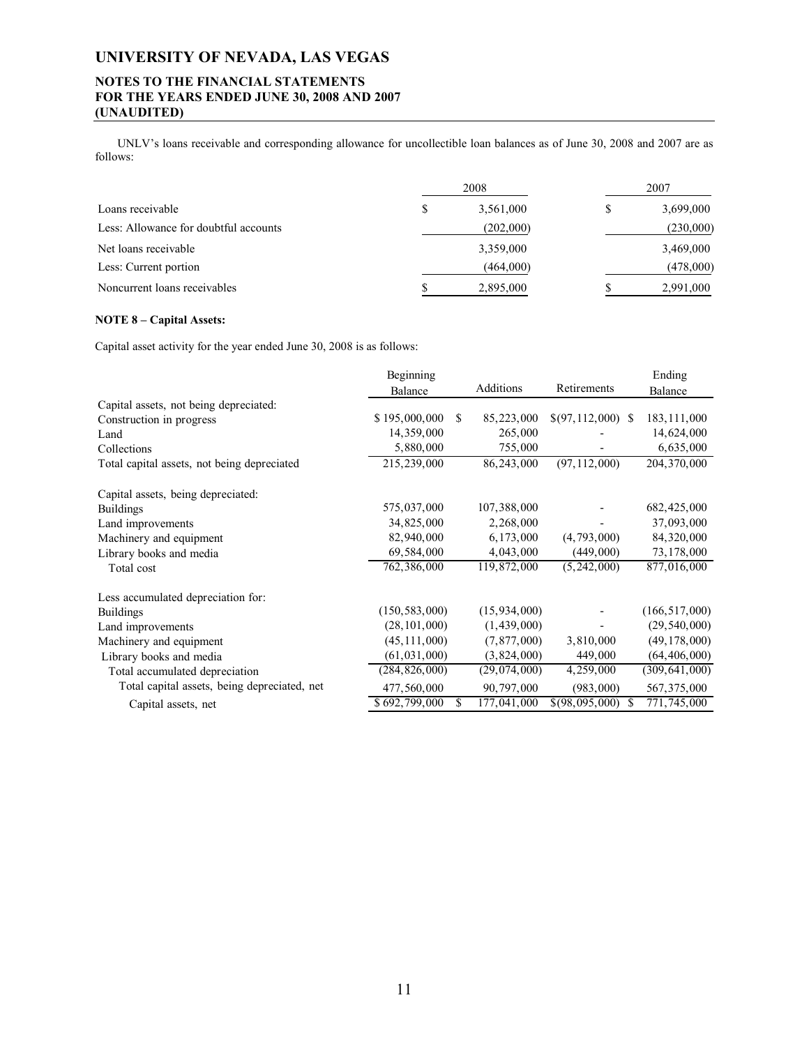UNLV's loans receivable and corresponding allowance for uncollectible loan balances as of June 30, 2008 and 2007 are as follows:

| | 2008 | 2007 |
|---|---|---|
| Loans receivable | $ 3,561,000 | $ 3,699,000 |
| Less: Allowance for doubtful accounts | (202,000) | (230,000) |
| Net loans receivable | 3,359,000 | 3,469,000 |
| Less: Current portion | (464,000) | (478,000) |
| Noncurrent loans receivables | $ 2,895,000 | $ 2,991,000 |

**NOTE 8 – Capital Assets:**

Capital asset activity for the year ended June 30, 2008 is as follows:

| | Beginning Balance | Additions | Retirements | Ending Balance |
|---|---|---|---|---|
| Capital assets, not being depreciated: | | | | |
| Construction in progress | $ 195,000,000 | $ 85,223,000 | $(97,112,000) | $ 183,111,000 |
| Land | 14,359,000 | 265,000 | - | 14,624,000 |
| Collections | 5,880,000 | 755,000 | - | 6,635,000 |
| Total capital assets, not being depreciated | 215,239,000 | 86,243,000 | (97,112,000) | 204,370,000 |
| Capital assets, being depreciated: | | | | |
| Buildings | 575,037,000 | 107,388,000 | - | 682,425,000 |
| Land improvements | 34,825,000 | 2,268,000 | - | 37,093,000 |
| Machinery and equipment | 82,940,000 | 6,173,000 | (4,793,000) | 84,320,000 |
| Library books and media | 69,584,000 | 4,043,000 | (449,000) | 73,178,000 |
| Total cost | 762,386,000 | 119,872,000 | (5,242,000) | 877,016,000 |
| Less accumulated depreciation for: | | | | |
| Buildings | (150,583,000) | (15,934,000) | - | (166,517,000) |
| Land improvements | (28,101,000) | (1,439,000) | - | (29,540,000) |
| Machinery and equipment | (45,111,000) | (7,877,000) | 3,810,000 | (49,178,000) |
| Library books and media | (61,031,000) | (3,824,000) | 449,000 | (64,406,000) |
| Total accumulated depreciation | (284,826,000) | (29,074,000) | 4,259,000 | (309,641,000) |
| Total capital assets, being depreciated, net | 477,560,000 | 90,797,000 | (983,000) | 567,375,000 |
| Capital assets, net | $ 692,799,000 | $ 177,041,000 | $(98,095,000) | $ 771,745,000 |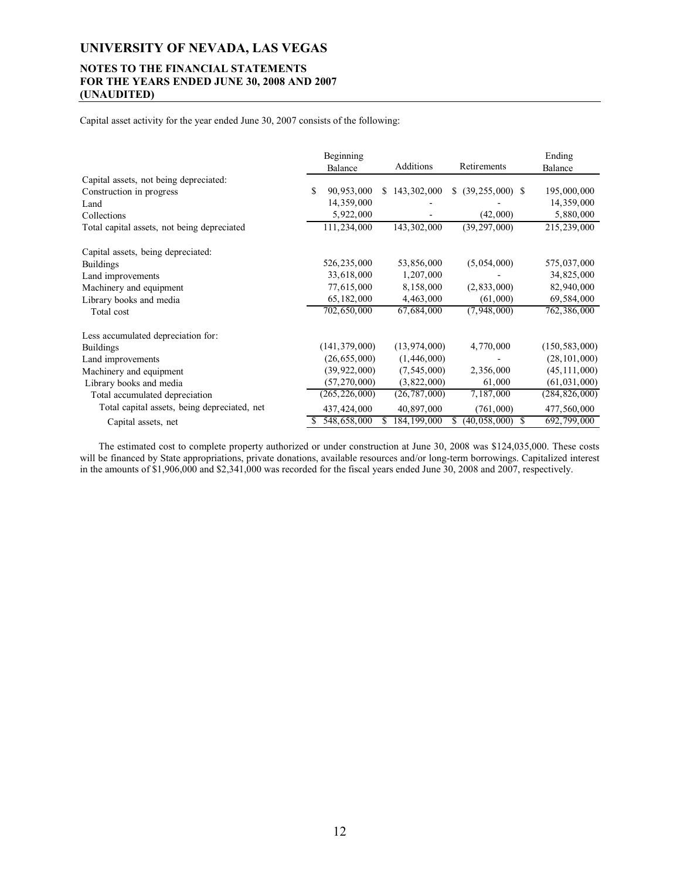# UNIVERSITY OF NEVADA, LAS VEGAS

## NOTES TO THE FINANCIAL STATEMENTS
## FOR THE YEARS ENDED JUNE 30, 2008 AND 2007
## (UNAUDITED)

Capital asset activity for the year ended June 30, 2007 consists of the following:

| | Beginning Balance | Additions | Retirements | Ending Balance |
|---|---|---|---|---|
| Capital assets, not being depreciated: | | | | |
| Construction in progress | $ 90,953,000 | $ 143,302,000 | $ (39,255,000) | $ 195,000,000 |
| Land | 14,359,000 | - | - | 14,359,000 |
| Collections | 5,922,000 | - | (42,000) | 5,880,000 |
| Total capital assets, not being depreciated | 111,234,000 | 143,302,000 | (39,297,000) | 215,239,000 |
| Capital assets, being depreciated: | | | | |
| Buildings | 526,235,000 | 53,856,000 | (5,054,000) | 575,037,000 |
| Land improvements | 33,618,000 | 1,207,000 | - | 34,825,000 |
| Machinery and equipment | 77,615,000 | 8,158,000 | (2,833,000) | 82,940,000 |
| Library books and media | 65,182,000 | 4,463,000 | (61,000) | 69,584,000 |
| Total cost | 702,650,000 | 67,684,000 | (7,948,000) | 762,386,000 |
| Less accumulated depreciation for: | | | | |
| Buildings | (141,379,000) | (13,974,000) | 4,770,000 | (150,583,000) |
| Land improvements | (26,655,000) | (1,446,000) | - | (28,101,000) |
| Machinery and equipment | (39,922,000) | (7,545,000) | 2,356,000 | (45,111,000) |
| Library books and media | (57,270,000) | (3,822,000) | 61,000 | (61,031,000) |
| Total accumulated depreciation | (265,226,000) | (26,787,000) | 7,187,000 | (284,826,000) |
| Total capital assets, being depreciated, net | 437,424,000 | 40,897,000 | (761,000) | 477,560,000 |
| Capital assets, net | $ 548,658,000 | $ 184,199,000 | $ (40,058,000) | $ 692,799,000 |

The estimated cost to complete property authorized or under construction at June 30, 2008 was $124,035,000. These costs will be financed by State appropriations, private donations, available resources and/or long-term borrowings. Capitalized interest in the amounts of $1,906,000 and $2,341,000 was recorded for the fiscal years ended June 30, 2008 and 2007, respectively.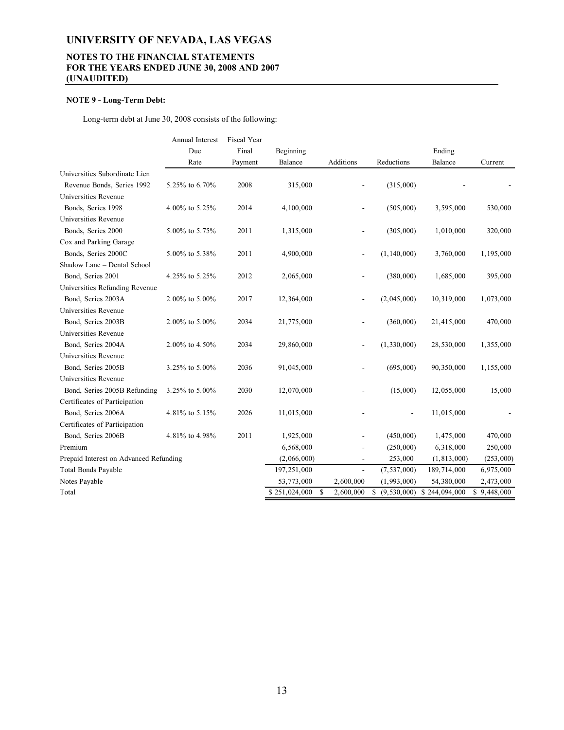## UNIVERSITY OF NEVADA, LAS VEGAS

### NOTES TO THE FINANCIAL STATEMENTS FOR THE YEARS ENDED JUNE 30, 2008 AND 2007 (UNAUDITED)

**NOTE 9 - Long-Term Debt:**

Long-term debt at June 30, 2008 consists of the following:

| | Annual Interest Due Rate | Fiscal Year Final Payment | Beginning Balance | Additions | Reductions | Ending Balance | Current |
|---|---|---|---|---|---|---|---|
| Universities Subordinate Lien Revenue Bonds, Series 1992 | 5.25% to 6.70% | 2008 | 315,000 | - | (315,000) | - | - |
| Universities Revenue Bonds, Series 1998 | 4.00% to 5.25% | 2014 | 4,100,000 | - | (505,000) | 3,595,000 | 530,000 |
| Universities Revenue Bonds, Series 2000 | 5.00% to 5.75% | 2011 | 1,315,000 | - | (305,000) | 1,010,000 | 320,000 |
| Cox and Parking Garage Bonds, Series 2000C | 5.00% to 5.38% | 2011 | 4,900,000 | - | (1,140,000) | 3,760,000 | 1,195,000 |
| Shadow Lane – Dental School Bond, Series 2001 | 4.25% to 5.25% | 2012 | 2,065,000 | - | (380,000) | 1,685,000 | 395,000 |
| Universities Refunding Revenue Bond, Series 2003A | 2.00% to 5.00% | 2017 | 12,364,000 | - | (2,045,000) | 10,319,000 | 1,073,000 |
| Universities Revenue Bond, Series 2003B | 2.00% to 5.00% | 2034 | 21,775,000 | - | (360,000) | 21,415,000 | 470,000 |
| Universities Revenue Bond, Series 2004A | 2.00% to 4.50% | 2034 | 29,860,000 | - | (1,330,000) | 28,530,000 | 1,355,000 |
| Universities Revenue Bond, Series 2005B | 3.25% to 5.00% | 2036 | 91,045,000 | - | (695,000) | 90,350,000 | 1,155,000 |
| Universities Revenue Bond, Series 2005B Refunding | 3.25% to 5.00% | 2030 | 12,070,000 | - | (15,000) | 12,055,000 | 15,000 |
| Certificates of Participation Bond, Series 2006A | 4.81% to 5.15% | 2026 | 11,015,000 | - | - | 11,015,000 | - |
| Certificates of Participation Bond, Series 2006B | 4.81% to 4.98% | 2011 | 1,925,000 | - | (450,000) | 1,475,000 | 470,000 |
| Premium | | | 6,568,000 | - | (250,000) | 6,318,000 | 250,000 |
| Prepaid Interest on Advanced Refunding | | | (2,066,000) | - | 253,000 | (1,813,000) | (253,000) |
| Total Bonds Payable | | | 197,251,000 | - | (7,537,000) | 189,714,000 | 6,975,000 |
| Notes Payable | | | 53,773,000 | 2,600,000 | (1,993,000) | 54,380,000 | 2,473,000 |
| Total | | | $ 251,024,000 | $ 2,600,000 | $ (9,530,000) | $ 244,094,000 | $ 9,448,000 |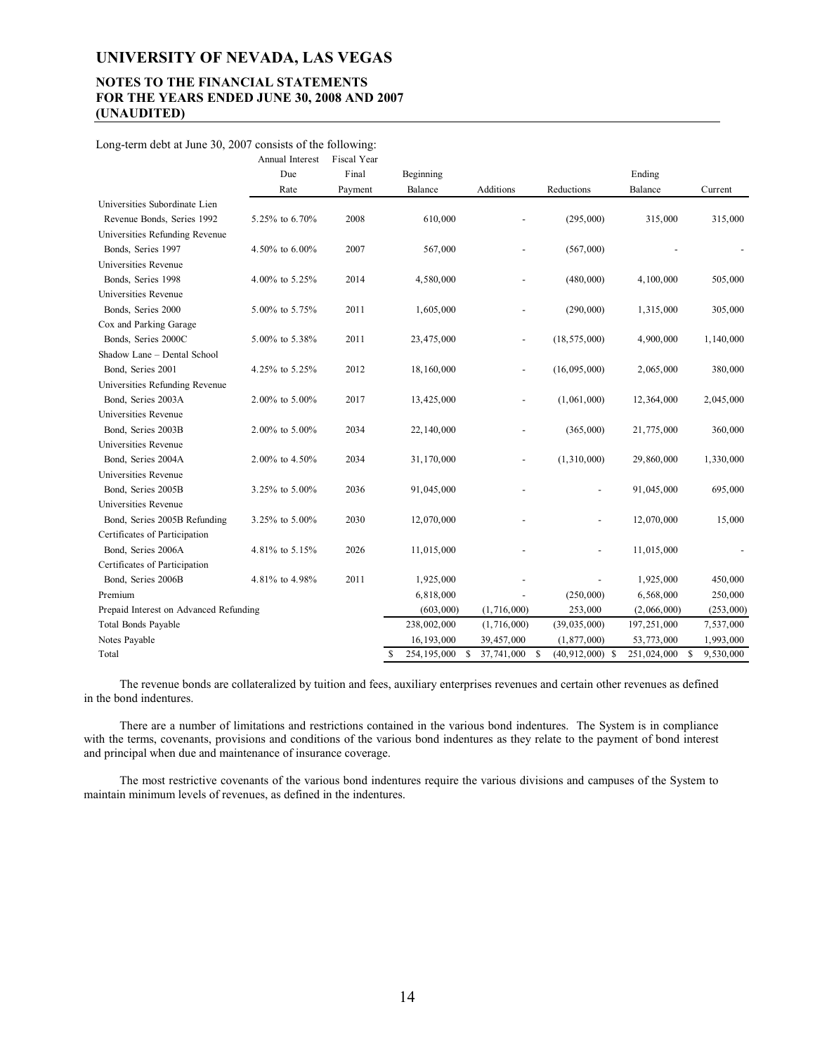# UNIVERSITY OF NEVADA, LAS VEGAS

## NOTES TO THE FINANCIAL STATEMENTS
## FOR THE YEARS ENDED JUNE 30, 2008 AND 2007
## (UNAUDITED)

Long-term debt at June 30, 2007 consists of the following:

| | Annual Interest Due Rate | Fiscal Year Final Payment | Beginning Balance | Additions | Reductions | Ending Balance | Current |
|---|---|---|---|---|---|---|---|
| Universities Subordinate Lien Revenue Bonds, Series 1992 | 5.25% to 6.70% | 2008 | 610,000 | - | (295,000) | 315,000 | 315,000 |
| Universities Refunding Revenue Bonds, Series 1997 | 4.50% to 6.00% | 2007 | 567,000 | - | (567,000) | - | - |
| Universities Revenue Bonds, Series 1998 | 4.00% to 5.25% | 2014 | 4,580,000 | - | (480,000) | 4,100,000 | 505,000 |
| Universities Revenue Bonds, Series 2000 | 5.00% to 5.75% | 2011 | 1,605,000 | - | (290,000) | 1,315,000 | 305,000 |
| Cox and Parking Garage Bonds, Series 2000C | 5.00% to 5.38% | 2011 | 23,475,000 | - | (18,575,000) | 4,900,000 | 1,140,000 |
| Shadow Lane – Dental School Bond, Series 2001 | 4.25% to 5.25% | 2012 | 18,160,000 | - | (16,095,000) | 2,065,000 | 380,000 |
| Universities Refunding Revenue Bond, Series 2003A | 2.00% to 5.00% | 2017 | 13,425,000 | - | (1,061,000) | 12,364,000 | 2,045,000 |
| Universities Revenue Bond, Series 2003B | 2.00% to 5.00% | 2034 | 22,140,000 | - | (365,000) | 21,775,000 | 360,000 |
| Universities Revenue Bond, Series 2004A | 2.00% to 4.50% | 2034 | 31,170,000 | - | (1,310,000) | 29,860,000 | 1,330,000 |
| Universities Revenue Bond, Series 2005B | 3.25% to 5.00% | 2036 | 91,045,000 | - | - | 91,045,000 | 695,000 |
| Universities Revenue Bond, Series 2005B Refunding | 3.25% to 5.00% | 2030 | 12,070,000 | - | - | 12,070,000 | 15,000 |
| Certificates of Participation Bond, Series 2006A | 4.81% to 5.15% | 2026 | 11,015,000 | - | - | 11,015,000 | - |
| Certificates of Participation Bond, Series 2006B | 4.81% to 4.98% | 2011 | 1,925,000 | - | - | 1,925,000 | 450,000 |
| Premium | | | 6,818,000 | - | (250,000) | 6,568,000 | 250,000 |
| Prepaid Interest on Advanced Refunding | | | (603,000) | (1,716,000) | 253,000 | (2,066,000) | (253,000) |
| Total Bonds Payable | | | 238,002,000 | (1,716,000) | (39,035,000) | 197,251,000 | 7,537,000 |
| Notes Payable | | | 16,193,000 | 39,457,000 | (1,877,000) | 53,773,000 | 1,993,000 |
| Total | | | $ 254,195,000 | $ 37,741,000 | $ (40,912,000) | $ 251,024,000 | $ 9,530,000 |

The revenue bonds are collateralized by tuition and fees, auxiliary enterprises revenues and certain other revenues as defined in the bond indentures.

There are a number of limitations and restrictions contained in the various bond indentures. The System is in compliance with the terms, covenants, provisions and conditions of the various bond indentures as they relate to the payment of bond interest and principal when due and maintenance of insurance coverage.

The most restrictive covenants of the various bond indentures require the various divisions and campuses of the System to maintain minimum levels of revenues, as defined in the indentures.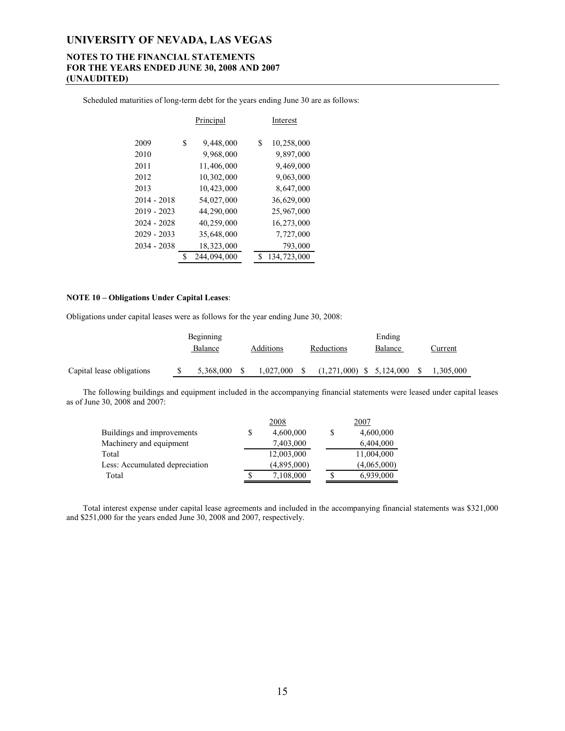Scheduled maturities of long-term debt for the years ending June 30 are as follows:

| | Principal | Interest |
|---|---|---|
| 2009 | $ 9,448,000 | $ 10,258,000 |
| 2010 | 9,968,000 | 9,897,000 |
| 2011 | 11,406,000 | 9,469,000 |
| 2012 | 10,302,000 | 9,063,000 |
| 2013 | 10,423,000 | 8,647,000 |
| 2014 - 2018 | 54,027,000 | 36,629,000 |
| 2019 - 2023 | 44,290,000 | 25,967,000 |
| 2024 - 2028 | 40,259,000 | 16,273,000 |
| 2029 - 2033 | 35,648,000 | 7,727,000 |
| 2034 - 2038 | 18,323,000 | 793,000 |
| | $ 244,094,000 | $ 134,723,000 |

**NOTE 10 – Obligations Under Capital Leases**:

Obligations under capital leases were as follows for the year ending June 30, 2008:

| | Beginning Balance | Additions | Reductions | Ending Balance | Current |
|---|---|---|---|---|---|
| Capital lease obligations | $ 5,368,000 | $ 1,027,000 | $ (1,271,000) | $ 5,124,000 | $ 1,305,000 |

The following buildings and equipment included in the accompanying financial statements were leased under capital leases as of June 30, 2008 and 2007:

| | 2008 | 2007 |
|---|---|---|
| Buildings and improvements | $ 4,600,000 | $ 4,600,000 |
| Machinery and equipment | 7,403,000 | 6,404,000 |
| Total | 12,003,000 | 11,004,000 |
| Less: Accumulated depreciation | (4,895,000) | (4,065,000) |
| Total | $ 7,108,000 | $ 6,939,000 |

Total interest expense under capital lease agreements and included in the accompanying financial statements was $321,000 and $251,000 for the years ended June 30, 2008 and 2007, respectively.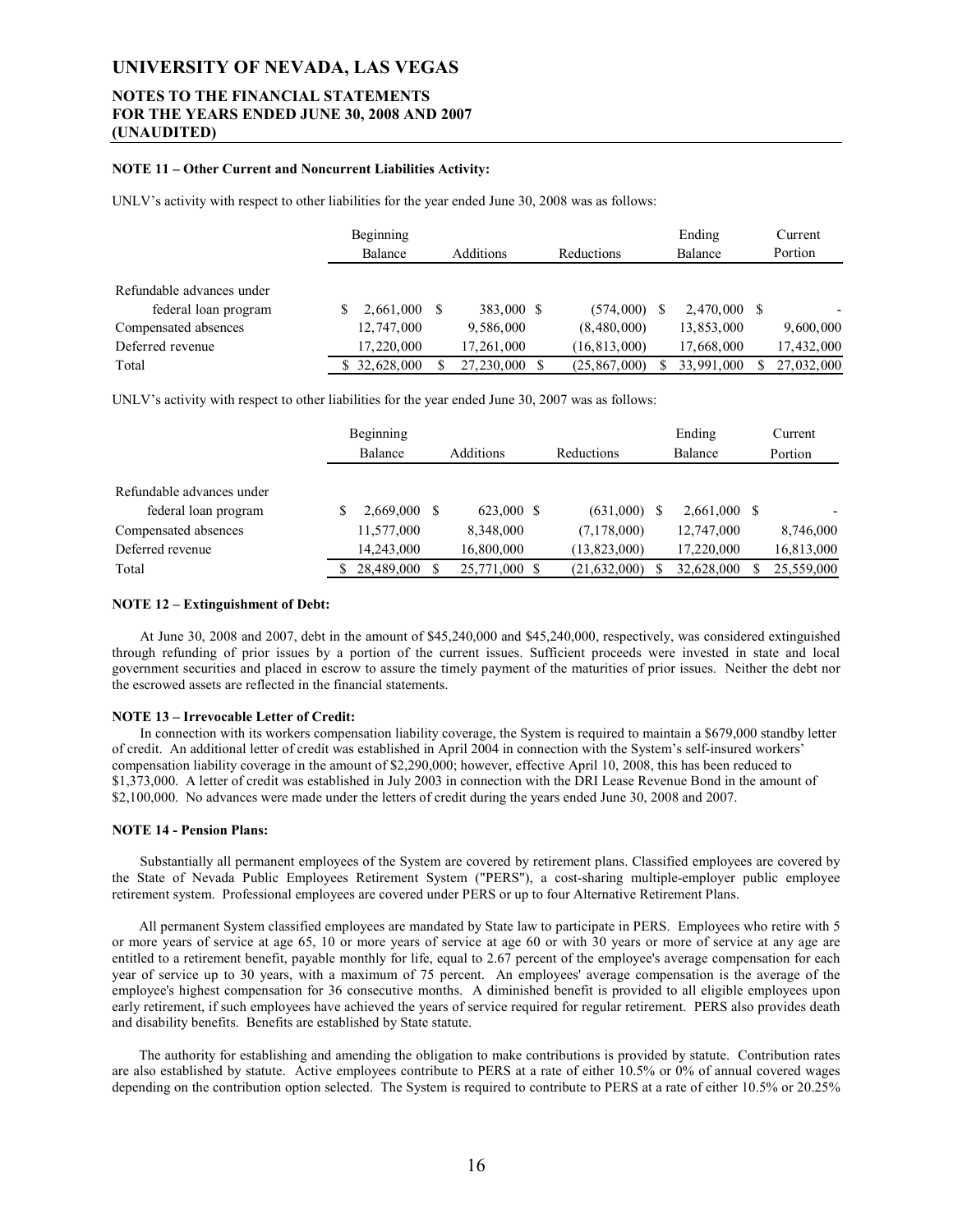**NOTE 11 – Other Current and Noncurrent Liabilities Activity:**

UNLV's activity with respect to other liabilities for the year ended June 30, 2008 was as follows:

| | Beginning Balance | Additions | Reductions | Ending Balance | Current Portion |
|---|---|---|---|---|---|
| Refundable advances under federal loan program | $ 2,661,000 | $ 383,000 | $ (574,000) | $ 2,470,000 | $ - |
| Compensated absences | 12,747,000 | 9,586,000 | (8,480,000) | 13,853,000 | 9,600,000 |
| Deferred revenue | 17,220,000 | 17,261,000 | (16,813,000) | 17,668,000 | 17,432,000 |
| Total | $ 32,628,000 | $ 27,230,000 | $ (25,867,000) | $ 33,991,000 | $ 27,032,000 |

UNLV's activity with respect to other liabilities for the year ended June 30, 2007 was as follows:

| | Beginning Balance | Additions | Reductions | Ending Balance | Current Portion |
|---|---|---|---|---|---|
| Refundable advances under federal loan program | $ 2,669,000 | $ 623,000 | $ (631,000) | $ 2,661,000 | $ - |
| Compensated absences | 11,577,000 | 8,348,000 | (7,178,000) | 12,747,000 | 8,746,000 |
| Deferred revenue | 14,243,000 | 16,800,000 | (13,823,000) | 17,220,000 | 16,813,000 |
| Total | $ 28,489,000 | $ 25,771,000 | $ (21,632,000) | $ 32,628,000 | $ 25,559,000 |

**NOTE 12 – Extinguishment of Debt:**

At June 30, 2008 and 2007, debt in the amount of $45,240,000 and $45,240,000, respectively, was considered extinguished through refunding of prior issues by a portion of the current issues. Sufficient proceeds were invested in state and local government securities and placed in escrow to assure the timely payment of the maturities of prior issues. Neither the debt nor the escrowed assets are reflected in the financial statements.

**NOTE 13 – Irrevocable Letter of Credit:**

In connection with its workers compensation liability coverage, the System is required to maintain a $679,000 standby letter of credit. An additional letter of credit was established in April 2004 in connection with the System's self-insured workers' compensation liability coverage in the amount of $2,290,000; however, effective April 10, 2008, this has been reduced to $1,373,000. A letter of credit was established in July 2003 in connection with the DRI Lease Revenue Bond in the amount of $2,100,000. No advances were made under the letters of credit during the years ended June 30, 2008 and 2007.

**NOTE 14 - Pension Plans:**

Substantially all permanent employees of the System are covered by retirement plans. Classified employees are covered by the State of Nevada Public Employees Retirement System ("PERS"), a cost-sharing multiple-employer public employee retirement system. Professional employees are covered under PERS or up to four Alternative Retirement Plans.

All permanent System classified employees are mandated by State law to participate in PERS. Employees who retire with 5 or more years of service at age 65, 10 or more years of service at age 60 or with 30 years or more of service at any age are entitled to a retirement benefit, payable monthly for life, equal to 2.67 percent of the employee's average compensation for each year of service up to 30 years, with a maximum of 75 percent. An employees' average compensation is the average of the employee's highest compensation for 36 consecutive months. A diminished benefit is provided to all eligible employees upon early retirement, if such employees have achieved the years of service required for regular retirement. PERS also provides death and disability benefits. Benefits are established by State statute.

The authority for establishing and amending the obligation to make contributions is provided by statute. Contribution rates are also established by statute. Active employees contribute to PERS at a rate of either 10.5% or 0% of annual covered wages depending on the contribution option selected. The System is required to contribute to PERS at a rate of either 10.5% or 20.25%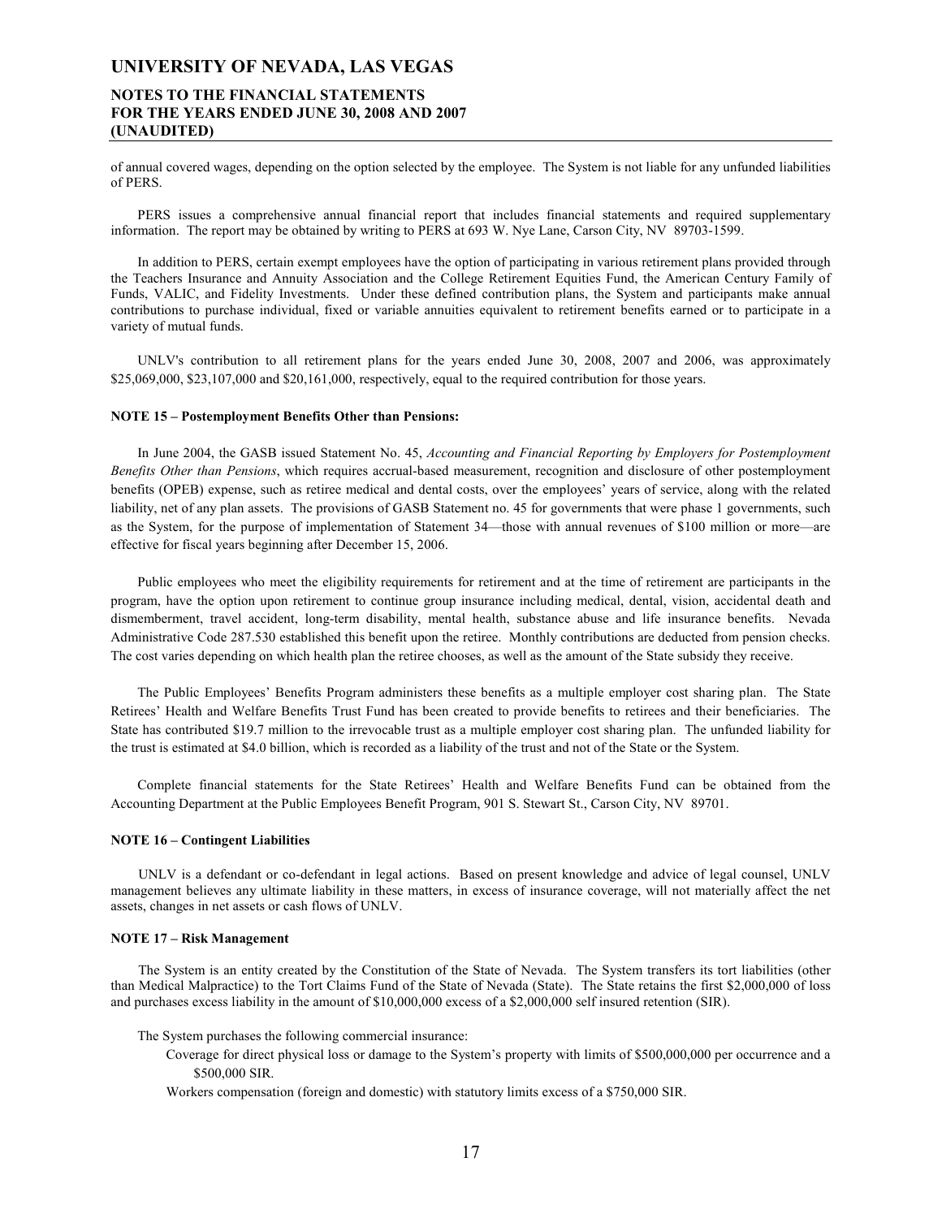of annual covered wages, depending on the option selected by the employee. The System is not liable for any unfunded liabilities of PERS.

PERS issues a comprehensive annual financial report that includes financial statements and required supplementary information. The report may be obtained by writing to PERS at 693 W. Nye Lane, Carson City, NV 89703-1599.

In addition to PERS, certain exempt employees have the option of participating in various retirement plans provided through the Teachers Insurance and Annuity Association and the College Retirement Equities Fund, the American Century Family of Funds, VALIC, and Fidelity Investments. Under these defined contribution plans, the System and participants make annual contributions to purchase individual, fixed or variable annuities equivalent to retirement benefits earned or to participate in a variety of mutual funds.

UNLV's contribution to all retirement plans for the years ended June 30, 2008, 2007 and 2006, was approximately $25,069,000, $23,107,000 and $20,161,000, respectively, equal to the required contribution for those years.

**NOTE 15 – Postemployment Benefits Other than Pensions:**

In June 2004, the GASB issued Statement No. 45, *Accounting and Financial Reporting by Employers for Postemployment Benefits Other than Pensions*, which requires accrual-based measurement, recognition and disclosure of other postemployment benefits (OPEB) expense, such as retiree medical and dental costs, over the employees' years of service, along with the related liability, net of any plan assets. The provisions of GASB Statement no. 45 for governments that were phase 1 governments, such as the System, for the purpose of implementation of Statement 34—those with annual revenues of $100 million or more—are effective for fiscal years beginning after December 15, 2006.

Public employees who meet the eligibility requirements for retirement and at the time of retirement are participants in the program, have the option upon retirement to continue group insurance including medical, dental, vision, accidental death and dismemberment, travel accident, long-term disability, mental health, substance abuse and life insurance benefits. Nevada Administrative Code 287.530 established this benefit upon the retiree. Monthly contributions are deducted from pension checks. The cost varies depending on which health plan the retiree chooses, as well as the amount of the State subsidy they receive.

The Public Employees' Benefits Program administers these benefits as a multiple employer cost sharing plan. The State Retirees' Health and Welfare Benefits Trust Fund has been created to provide benefits to retirees and their beneficiaries. The State has contributed $19.7 million to the irrevocable trust as a multiple employer cost sharing plan. The unfunded liability for the trust is estimated at $4.0 billion, which is recorded as a liability of the trust and not of the State or the System.

Complete financial statements for the State Retirees' Health and Welfare Benefits Fund can be obtained from the Accounting Department at the Public Employees Benefit Program, 901 S. Stewart St., Carson City, NV 89701.

**NOTE 16 – Contingent Liabilities**

UNLV is a defendant or co-defendant in legal actions. Based on present knowledge and advice of legal counsel, UNLV management believes any ultimate liability in these matters, in excess of insurance coverage, will not materially affect the net assets, changes in net assets or cash flows of UNLV.

**NOTE 17 – Risk Management**

The System is an entity created by the Constitution of the State of Nevada. The System transfers its tort liabilities (other than Medical Malpractice) to the Tort Claims Fund of the State of Nevada (State). The State retains the first $2,000,000 of loss and purchases excess liability in the amount of $10,000,000 excess of a $2,000,000 self insured retention (SIR).

The System purchases the following commercial insurance:

- Coverage for direct physical loss or damage to the System's property with limits of $500,000,000 per occurrence and a $500,000 SIR.
- Workers compensation (foreign and domestic) with statutory limits excess of a $750,000 SIR.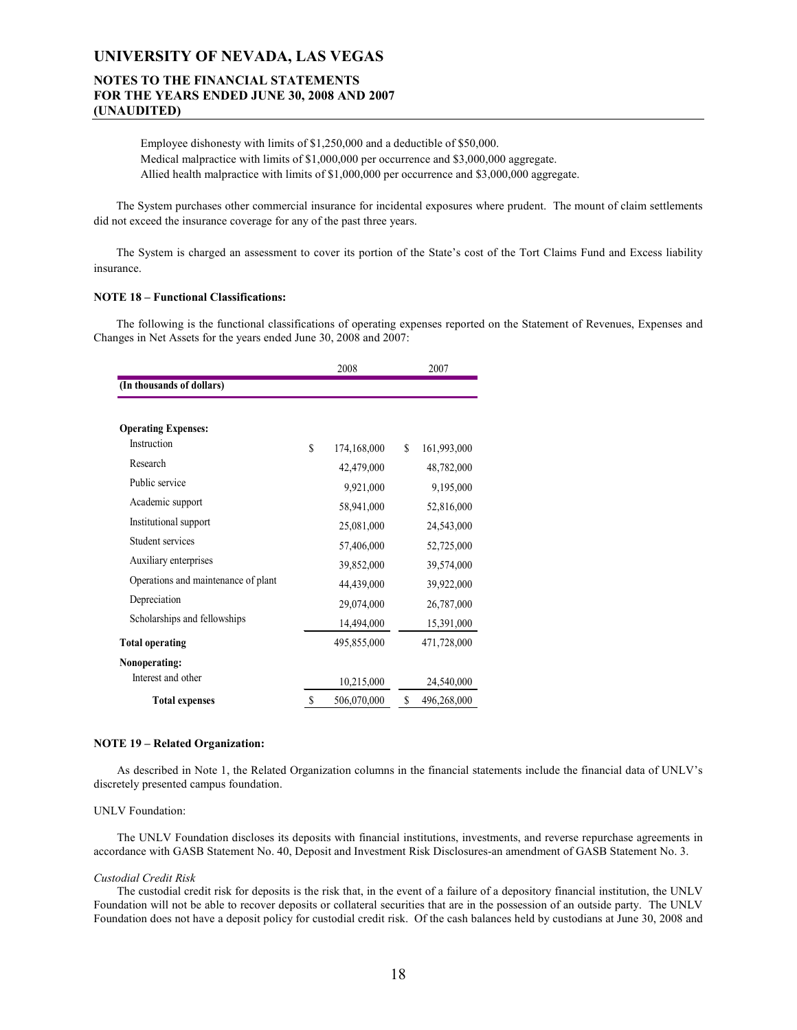Employee dishonesty with limits of $1,250,000 and a deductible of $50,000.
Medical malpractice with limits of $1,000,000 per occurrence and $3,000,000 aggregate.
Allied health malpractice with limits of $1,000,000 per occurrence and $3,000,000 aggregate.

The System purchases other commercial insurance for incidental exposures where prudent. The mount of claim settlements did not exceed the insurance coverage for any of the past three years.

The System is charged an assessment to cover its portion of the State's cost of the Tort Claims Fund and Excess liability insurance.

**NOTE 18 – Functional Classifications:**

The following is the functional classifications of operating expenses reported on the Statement of Revenues, Expenses and Changes in Net Assets for the years ended June 30, 2008 and 2007:

| | 2008 | 2007 |
|---|---|---|
| **(In thousands of dollars)** | | |
| **Operating Expenses:** | | |
| Instruction | $ 174,168,000 | $ 161,993,000 |
| Research | 42,479,000 | 48,782,000 |
| Public service | 9,921,000 | 9,195,000 |
| Academic support | 58,941,000 | 52,816,000 |
| Institutional support | 25,081,000 | 24,543,000 |
| Student services | 57,406,000 | 52,725,000 |
| Auxiliary enterprises | 39,852,000 | 39,574,000 |
| Operations and maintenance of plant | 44,439,000 | 39,922,000 |
| Depreciation | 29,074,000 | 26,787,000 |
| Scholarships and fellowships | 14,494,000 | 15,391,000 |
| **Total operating** | 495,855,000 | 471,728,000 |
| **Nonoperating:** | | |
| Interest and other | 10,215,000 | 24,540,000 |
| **Total expenses** | $ 506,070,000 | $ 496,268,000 |

**NOTE 19 – Related Organization:**

As described in Note 1, the Related Organization columns in the financial statements include the financial data of UNLV's discretely presented campus foundation.

UNLV Foundation:

The UNLV Foundation discloses its deposits with financial institutions, investments, and reverse repurchase agreements in accordance with GASB Statement No. 40, Deposit and Investment Risk Disclosures-an amendment of GASB Statement No. 3.

*Custodial Credit Risk*

The custodial credit risk for deposits is the risk that, in the event of a failure of a depository financial institution, the UNLV Foundation will not be able to recover deposits or collateral securities that are in the possession of an outside party. The UNLV Foundation does not have a deposit policy for custodial credit risk. Of the cash balances held by custodians at June 30, 2008 and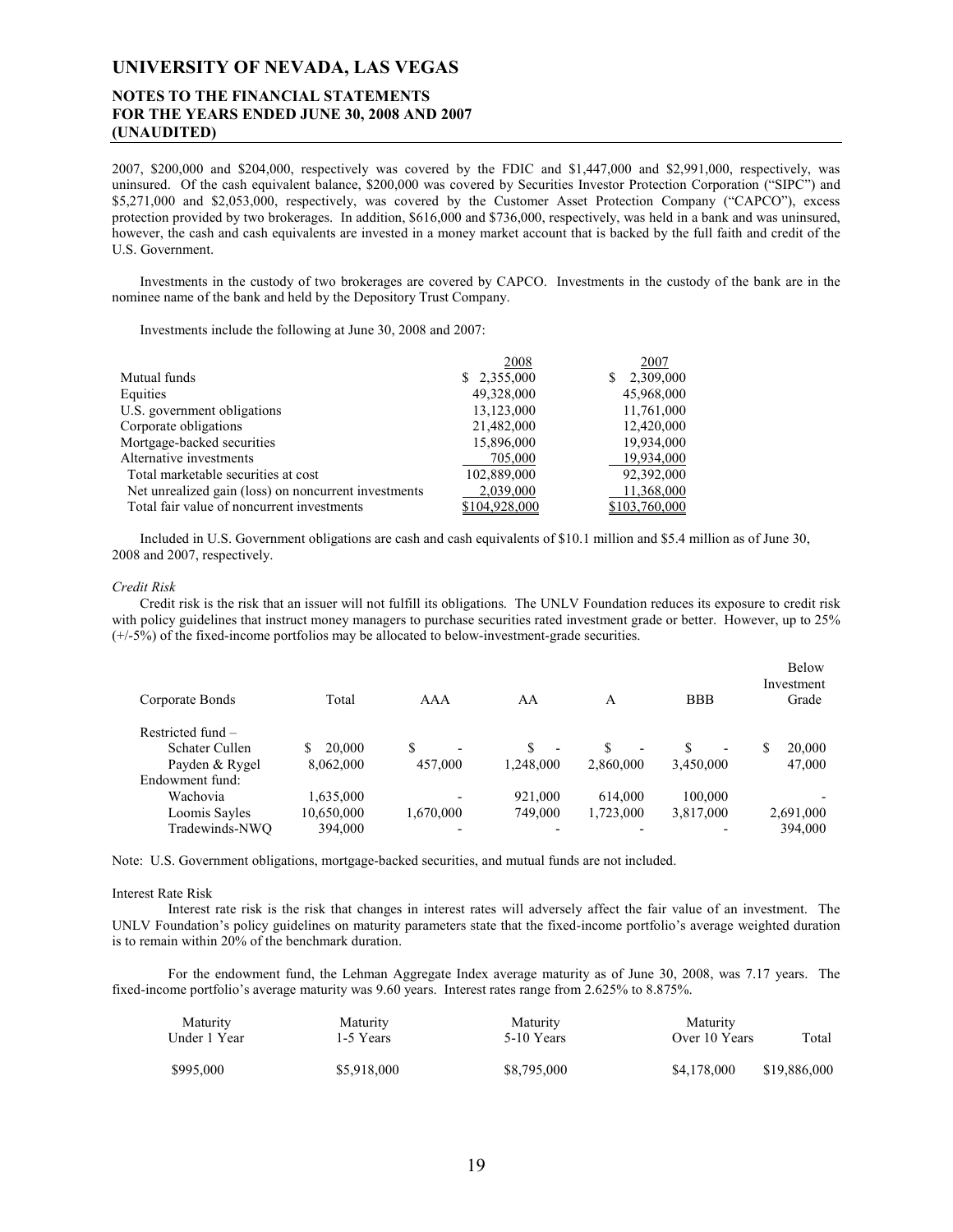2007, \$200,000 and \$204,000, respectively was covered by the FDIC and \$1,447,000 and \$2,991,000, respectively, was uninsured. Of the cash equivalent balance, \$200,000 was covered by Securities Investor Protection Corporation ("SIPC") and \$5,271,000 and \$2,053,000, respectively, was covered by the Customer Asset Protection Company ("CAPCO"), excess protection provided by two brokerages. In addition, \$616,000 and \$736,000, respectively, was held in a bank and was uninsured, however, the cash and cash equivalents are invested in a money market account that is backed by the full faith and credit of the U.S. Government.

Investments in the custody of two brokerages are covered by CAPCO. Investments in the custody of the bank are in the nominee name of the bank and held by the Depository Trust Company.

Investments include the following at June 30, 2008 and 2007:

| | 2008 | 2007 |
|---|---|---|
| Mutual funds | \$ 2,355,000 | \$ 2,309,000 |
| Equities | 49,328,000 | 45,968,000 |
| U.S. government obligations | 13,123,000 | 11,761,000 |
| Corporate obligations | 21,482,000 | 12,420,000 |
| Mortgage-backed securities | 15,896,000 | 19,934,000 |
| Alternative investments | 705,000 | 19,934,000 |
| Total marketable securities at cost | 102,889,000 | 92,392,000 |
| Net unrealized gain (loss) on noncurrent investments | 2,039,000 | 11,368,000 |
| Total fair value of noncurrent investments | \$104,928,000 | \$103,760,000 |

Included in U.S. Government obligations are cash and cash equivalents of \$10.1 million and \$5.4 million as of June 30, 2008 and 2007, respectively.

*Credit Risk*

Credit risk is the risk that an issuer will not fulfill its obligations. The UNLV Foundation reduces its exposure to credit risk with policy guidelines that instruct money managers to purchase securities rated investment grade or better. However, up to 25% (+/-5%) of the fixed-income portfolios may be allocated to below-investment-grade securities.

| Corporate Bonds | Total | AAA | AA | A | BBB | Below Investment Grade |
|---|---|---|---|---|---|---|
| Restricted fund – | | | | | | |
| Schater Cullen | \$ 20,000 | \$ - | \$ - | \$ - | \$ - | \$ 20,000 |
| Payden & Rygel | 8,062,000 | 457,000 | 1,248,000 | 2,860,000 | 3,450,000 | 47,000 |
| Endowment fund: | | | | | | |
| Wachovia | 1,635,000 | - | 921,000 | 614,000 | 100,000 | - |
| Loomis Sayles | 10,650,000 | 1,670,000 | 749,000 | 1,723,000 | 3,817,000 | 2,691,000 |
| Tradewinds-NWQ | 394,000 | - | - | - | - | 394,000 |

Note: U.S. Government obligations, mortgage-backed securities, and mutual funds are not included.

Interest Rate Risk

Interest rate risk is the risk that changes in interest rates will adversely affect the fair value of an investment. The UNLV Foundation's policy guidelines on maturity parameters state that the fixed-income portfolio's average weighted duration is to remain within 20% of the benchmark duration.

For the endowment fund, the Lehman Aggregate Index average maturity as of June 30, 2008, was 7.17 years. The fixed-income portfolio's average maturity was 9.60 years. Interest rates range from 2.625% to 8.875%.

| Maturity Under 1 Year | Maturity 1-5 Years | Maturity 5-10 Years | Maturity Over 10 Years | Total |
|---|---|---|---|---|
| \$995,000 | \$5,918,000 | \$8,795,000 | \$4,178,000 | \$19,886,000 |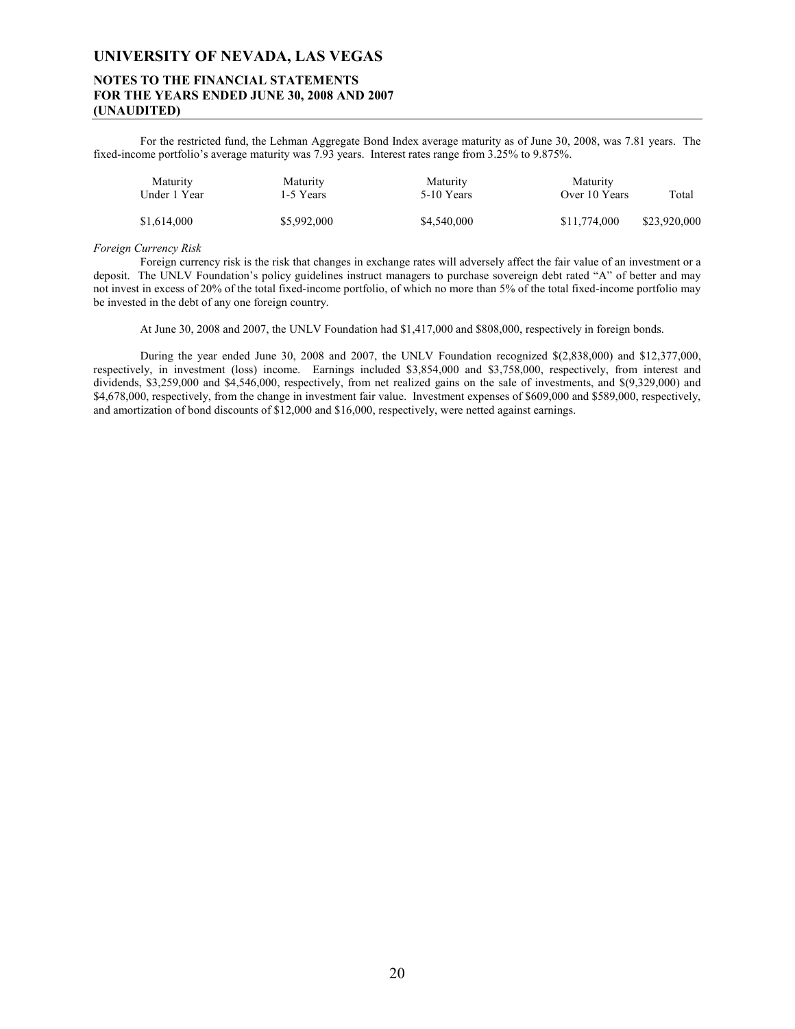For the restricted fund, the Lehman Aggregate Bond Index average maturity as of June 30, 2008, was 7.81 years. The fixed-income portfolio's average maturity was 7.93 years. Interest rates range from 3.25% to 9.875%.

| Maturity Under 1 Year | Maturity 1-5 Years | Maturity 5-10 Years | Maturity Over 10 Years | Total |
|---|---|---|---|---|
| $1,614,000 | $5,992,000 | $4,540,000 | $11,774,000 | $23,920,000 |

*Foreign Currency Risk*

Foreign currency risk is the risk that changes in exchange rates will adversely affect the fair value of an investment or a deposit. The UNLV Foundation's policy guidelines instruct managers to purchase sovereign debt rated "A" of better and may not invest in excess of 20% of the total fixed-income portfolio, of which no more than 5% of the total fixed-income portfolio may be invested in the debt of any one foreign country.

At June 30, 2008 and 2007, the UNLV Foundation had $1,417,000 and $808,000, respectively in foreign bonds.

During the year ended June 30, 2008 and 2007, the UNLV Foundation recognized $(2,838,000) and $12,377,000, respectively, in investment (loss) income. Earnings included $3,854,000 and $3,758,000, respectively, from interest and dividends, $3,259,000 and $4,546,000, respectively, from net realized gains on the sale of investments, and $(9,329,000) and $4,678,000, respectively, from the change in investment fair value. Investment expenses of $609,000 and $589,000, respectively, and amortization of bond discounts of $12,000 and $16,000, respectively, were netted against earnings.